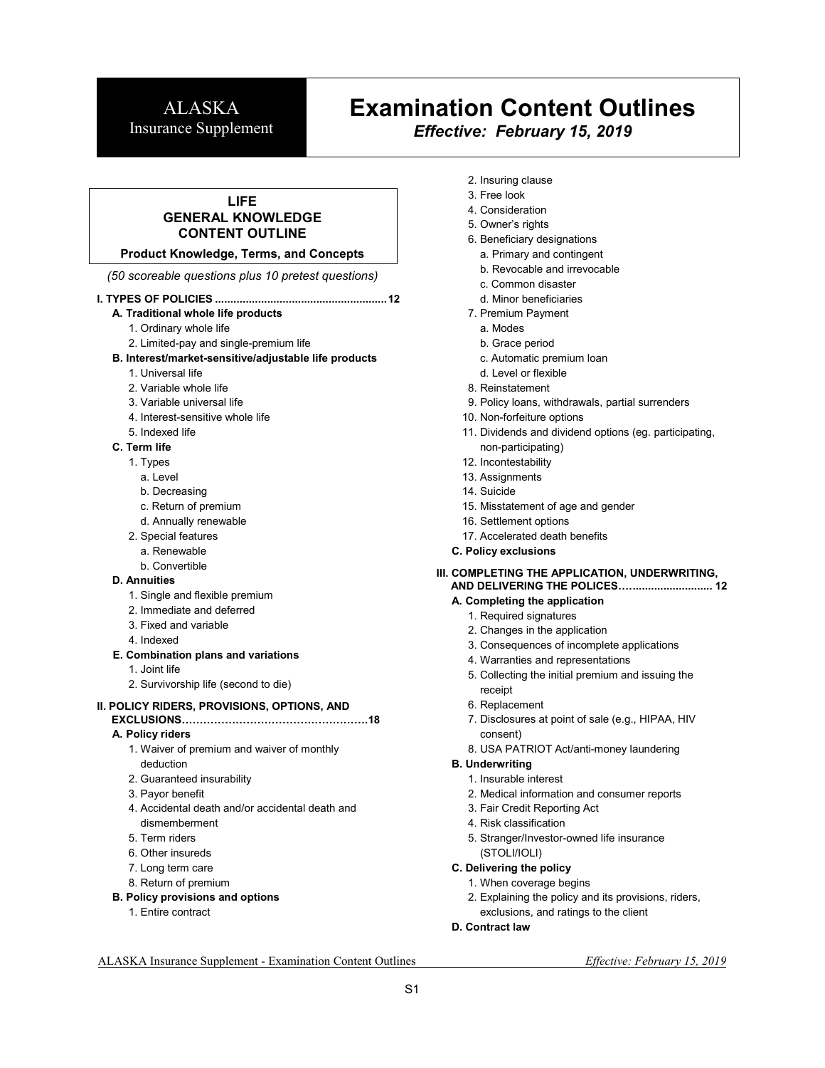# ALASKA Insurance Supplement

# Examination Content Outlines

*Effective: February 15, 2019*

## LIFE GENERAL KNOWLEDGE CONTENT OUTLINE

**Product Knowledge, Terms, and Concepts**

*(50 scoreable questions plus 10 pretest questions)*

**I. TYPES OF POLICIES .......................................................12**

- **A. Traditional whole life products**
  1. Ordinary whole life
  2. Limited-pay and single-premium life
- **B. Interest/market-sensitive/adjustable life products**
  1. Universal life
  2. Variable whole life
  3. Variable universal life
  4. Interest-sensitive whole life
  5. Indexed life
- **C. Term life**
  1. Types
     - a. Level
     - b. Decreasing
     - c. Return of premium
     - d. Annually renewable
  2. Special features
     - a. Renewable
     - b. Convertible
- **D. Annuities**
  1. Single and flexible premium
  2. Immediate and deferred
  3. Fixed and variable
  4. Indexed
- **E. Combination plans and variations**
  1. Joint life
  2. Survivorship life (second to die)

**II. POLICY RIDERS, PROVISIONS, OPTIONS, AND EXCLUSIONS……………………………………………18**

- **A. Policy riders**
  1. Waiver of premium and waiver of monthly deduction
  2. Guaranteed insurability
  3. Payor benefit
  4. Accidental death and/or accidental death and dismemberment
  5. Term riders
  6. Other insureds
  7. Long term care
  8. Return of premium
- **B. Policy provisions and options**
  1. Entire contract
  2. Insuring clause
  3. Free look
  4. Consideration
  5. Owner's rights
  6. Beneficiary designations
     - a. Primary and contingent
     - b. Revocable and irrevocable
     - c. Common disaster
     - d. Minor beneficiaries
  7. Premium Payment
     - a. Modes
     - b. Grace period
     - c. Automatic premium loan
     - d. Level or flexible
  8. Reinstatement
  9. Policy loans, withdrawals, partial surrenders
  10. Non-forfeiture options
  11. Dividends and dividend options (eg. participating, non-participating)
  12. Incontestability
  13. Assignments
  14. Suicide
  15. Misstatement of age and gender
  16. Settlement options
  17. Accelerated death benefits
- **C. Policy exclusions**

**III. COMPLETING THE APPLICATION, UNDERWRITING, AND DELIVERING THE POLICES…......................... 12**

- **A. Completing the application**
  1. Required signatures
  2. Changes in the application
  3. Consequences of incomplete applications
  4. Warranties and representations
  5. Collecting the initial premium and issuing the receipt
  6. Replacement
  7. Disclosures at point of sale (e.g., HIPAA, HIV consent)
  8. USA PATRIOT Act/anti-money laundering
- **B. Underwriting**
  1. Insurable interest
  2. Medical information and consumer reports
  3. Fair Credit Reporting Act
  4. Risk classification
  5. Stranger/Investor-owned life insurance (STOLI/IOLI)
- **C. Delivering the policy**
  1. When coverage begins
  2. Explaining the policy and its provisions, riders, exclusions, and ratings to the client
- **D. Contract law**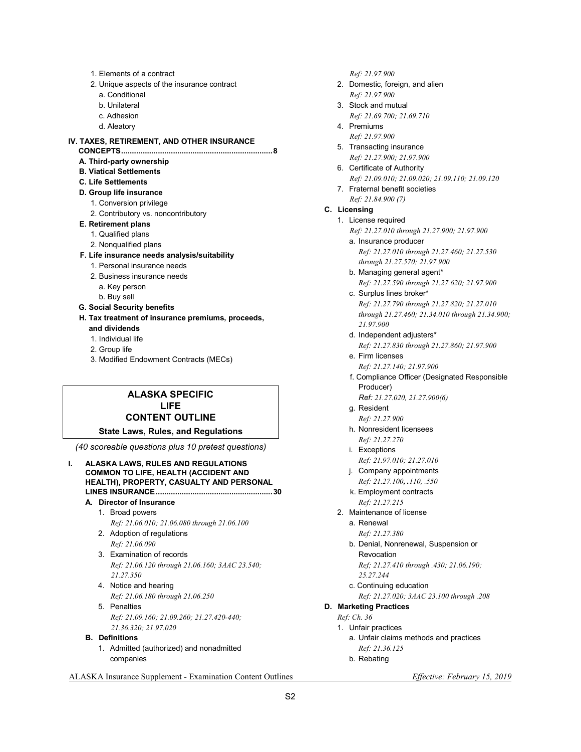1. Elements of a contract
2. Unique aspects of the insurance contract
   a. Conditional
   b. Unilateral
   c. Adhesion
   d. Aleatory

**IV. TAXES, RETIREMENT, AND OTHER INSURANCE CONCEPTS....................................................................8**

**A. Third-party ownership**

**B. Viatical Settlements**

**C. Life Settlements**

**D. Group life insurance**

1. Conversion privilege
2. Contributory vs. noncontributory

**E. Retirement plans**

1. Qualified plans
2. Nonqualified plans

**F. Life insurance needs analysis/suitability**

1. Personal insurance needs
2. Business insurance needs
   a. Key person
   b. Buy sell

**G. Social Security benefits**

**H. Tax treatment of insurance premiums, proceeds, and dividends**

1. Individual life
2. Group life
3. Modified Endowment Contracts (MECs)

## ALASKA SPECIFIC LIFE CONTENT OUTLINE

### State Laws, Rules, and Regulations

*(40 scoreable questions plus 10 pretest questions)*

**I. ALASKA LAWS, RULES AND REGULATIONS COMMON TO LIFE, HEALTH (ACCIDENT AND HEALTH), PROPERTY, CASUALTY AND PERSONAL LINES INSURANCE.....................................................30**

**A. Director of Insurance**

1. Broad powers
   *Ref: 21.06.010; 21.06.080 through 21.06.100*
2. Adoption of regulations
   *Ref: 21.06.090*
3. Examination of records
   *Ref: 21.06.120 through 21.06.160; 3AAC 23.540; 21.27.350*
4. Notice and hearing
   *Ref: 21.06.180 through 21.06.250*
5. Penalties
   *Ref: 21.09.160; 21.09.260; 21.27.420-440; 21.36.320; 21.97.020*

**B. Definitions**

1. Admitted (authorized) and nonadmitted companies
   *Ref: 21.97.900*
2. Domestic, foreign, and alien
   *Ref: 21.97.900*
3. Stock and mutual
   *Ref: 21.69.700; 21.69.710*
4. Premiums
   *Ref: 21.97.900*
5. Transacting insurance
   *Ref: 21.27.900; 21.97.900*
6. Certificate of Authority
   *Ref: 21.09.010; 21.09.020; 21.09.110; 21.09.120*
7. Fraternal benefit societies
   *Ref: 21.84.900 (7)*

**C. Licensing**

1. License required
   *Ref: 21.27.010 through 21.27.900; 21.97.900*
   a. Insurance producer
      *Ref: 21.27.010 through 21.27.460; 21.27.530 through 21.27.570; 21.97.900*
   b. Managing general agent*
      *Ref: 21.27.590 through 21.27.620; 21.97.900*
   c. Surplus lines broker*
      *Ref: 21.27.790 through 21.27.820; 21.27.010 through 21.27.460; 21.34.010 through 21.34.900; 21.97.900*
   d. Independent adjusters*
      *Ref: 21.27.830 through 21.27.860; 21.97.900*
   e. Firm licenses
      *Ref: 21.27.140; 21.97.900*
   f. Compliance Officer (Designated Responsible Producer)
      *Ref: 21.27.020, 21.27.900(6)*
   g. Resident
      *Ref: 21.27.900*
   h. Nonresident licensees
      *Ref: 21.27.270*
   i. Exceptions
      *Ref: 21.97.010; 21.27.010*
   j. Company appointments
      *Ref: 21.27.100, .110, .550*
   k. Employment contracts
      *Ref: 21.27.215*
2. Maintenance of license
   a. Renewal
      *Ref: 21.27.380*
   b. Denial, Nonrenewal, Suspension or Revocation
      *Ref: 21.27.410 through .430; 21.06.190; 25.27.244*
   c. Continuing education
      *Ref: 21.27.020; 3AAC 23.100 through .208*

**D. Marketing Practices**

*Ref: Ch. 36*

1. Unfair practices
   a. Unfair claims methods and practices
      *Ref: 21.36.125*
   b. Rebating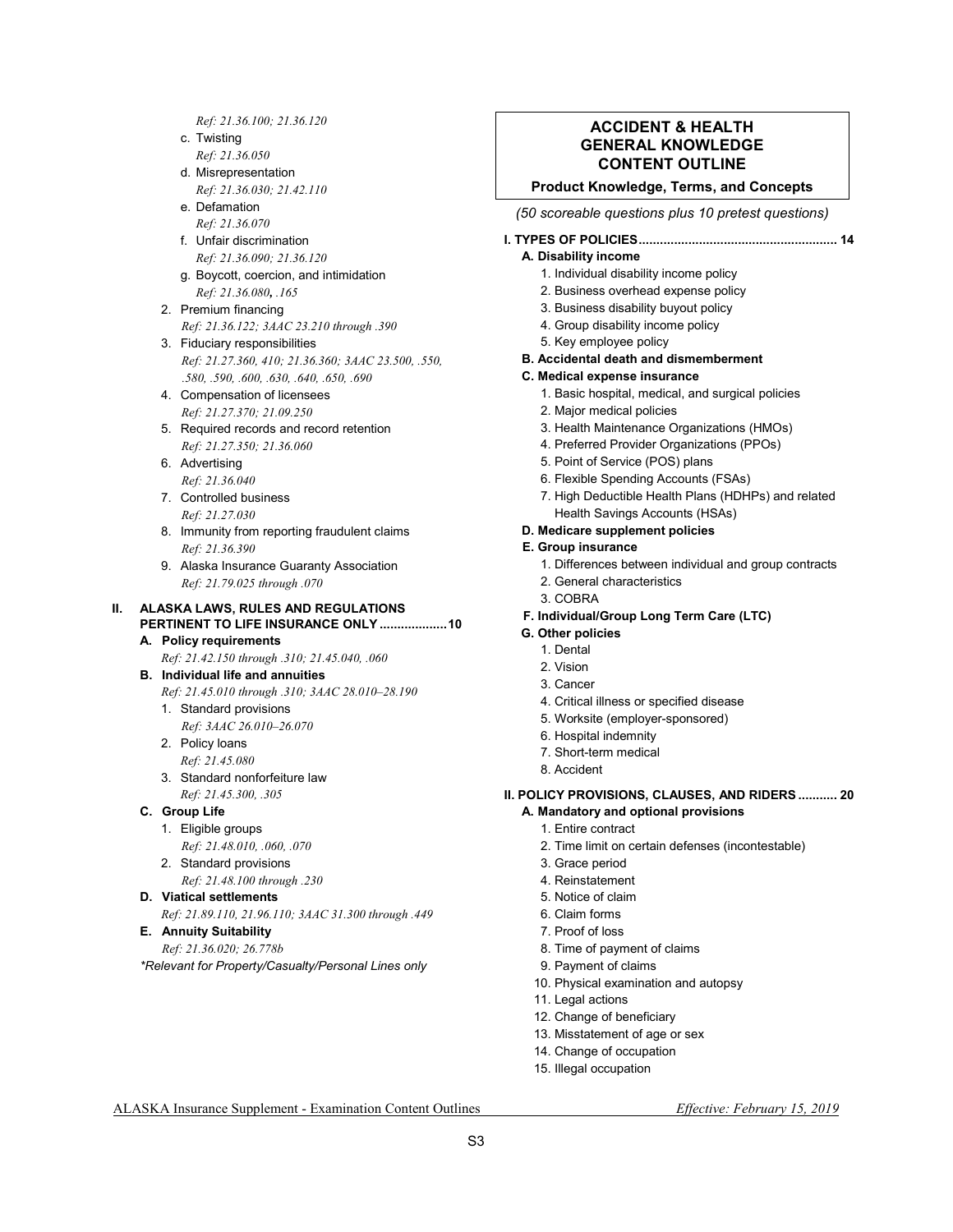*Ref: 21.36.100; 21.36.120*

c. Twisting
*Ref: 21.36.050*

d. Misrepresentation
*Ref: 21.36.030; 21.42.110*

e. Defamation
*Ref: 21.36.070*

f. Unfair discrimination
*Ref: 21.36.090; 21.36.120*

g. Boycott, coercion, and intimidation
*Ref: 21.36.080, .165*

2. Premium financing
*Ref: 21.36.122; 3AAC 23.210 through .390*

3. Fiduciary responsibilities
*Ref: 21.27.360, 410; 21.36.360; 3AAC 23.500, .550, .580, .590, .600, .630, .640, .650, .690*

4. Compensation of licensees
*Ref: 21.27.370; 21.09.250*

5. Required records and record retention
*Ref: 21.27.350; 21.36.060*

6. Advertising
*Ref: 21.36.040*

7. Controlled business
*Ref: 21.27.030*

8. Immunity from reporting fraudulent claims
*Ref: 21.36.390*

9. Alaska Insurance Guaranty Association
*Ref: 21.79.025 through .070*

**II. ALASKA LAWS, RULES AND REGULATIONS PERTINENT TO LIFE INSURANCE ONLY ..................10**

**A. Policy requirements**
*Ref: 21.42.150 through .310; 21.45.040, .060*

**B. Individual life and annuities**
*Ref: 21.45.010 through .310; 3AAC 28.010–28.190*

1. Standard provisions
*Ref: 3AAC 26.010–26.070*

2. Policy loans
*Ref: 21.45.080*

3. Standard nonforfeiture law
*Ref: 21.45.300, .305*

**C. Group Life**

1. Eligible groups
*Ref: 21.48.010, .060, .070*

2. Standard provisions
*Ref: 21.48.100 through .230*

**D. Viatical settlements**
*Ref: 21.89.110, 21.96.110; 3AAC 31.300 through .449*

**E. Annuity Suitability**
*Ref: 21.36.020; 26.778b*

*\*Relevant for Property/Casualty/Personal Lines only*

## ACCIDENT & HEALTH GENERAL KNOWLEDGE CONTENT OUTLINE

### Product Knowledge, Terms, and Concepts

*(50 scoreable questions plus 10 pretest questions)*

**I. TYPES OF POLICIES....................................................... 14**

**A. Disability income**

1. Individual disability income policy
2. Business overhead expense policy
3. Business disability buyout policy
4. Group disability income policy
5. Key employee policy

**B. Accidental death and dismemberment**

**C. Medical expense insurance**

1. Basic hospital, medical, and surgical policies
2. Major medical policies
3. Health Maintenance Organizations (HMOs)
4. Preferred Provider Organizations (PPOs)
5. Point of Service (POS) plans
6. Flexible Spending Accounts (FSAs)
7. High Deductible Health Plans (HDHPs) and related Health Savings Accounts (HSAs)

**D. Medicare supplement policies**

**E. Group insurance**

1. Differences between individual and group contracts
2. General characteristics
3. COBRA

**F. Individual/Group Long Term Care (LTC)**

**G. Other policies**

1. Dental
2. Vision
3. Cancer
4. Critical illness or specified disease
5. Worksite (employer-sponsored)
6. Hospital indemnity
7. Short-term medical
8. Accident

**II. POLICY PROVISIONS, CLAUSES, AND RIDERS ........... 20**

**A. Mandatory and optional provisions**

1. Entire contract
2. Time limit on certain defenses (incontestable)
3. Grace period
4. Reinstatement
5. Notice of claim
6. Claim forms
7. Proof of loss
8. Time of payment of claims
9. Payment of claims
10. Physical examination and autopsy
11. Legal actions
12. Change of beneficiary
13. Misstatement of age or sex
14. Change of occupation
15. Illegal occupation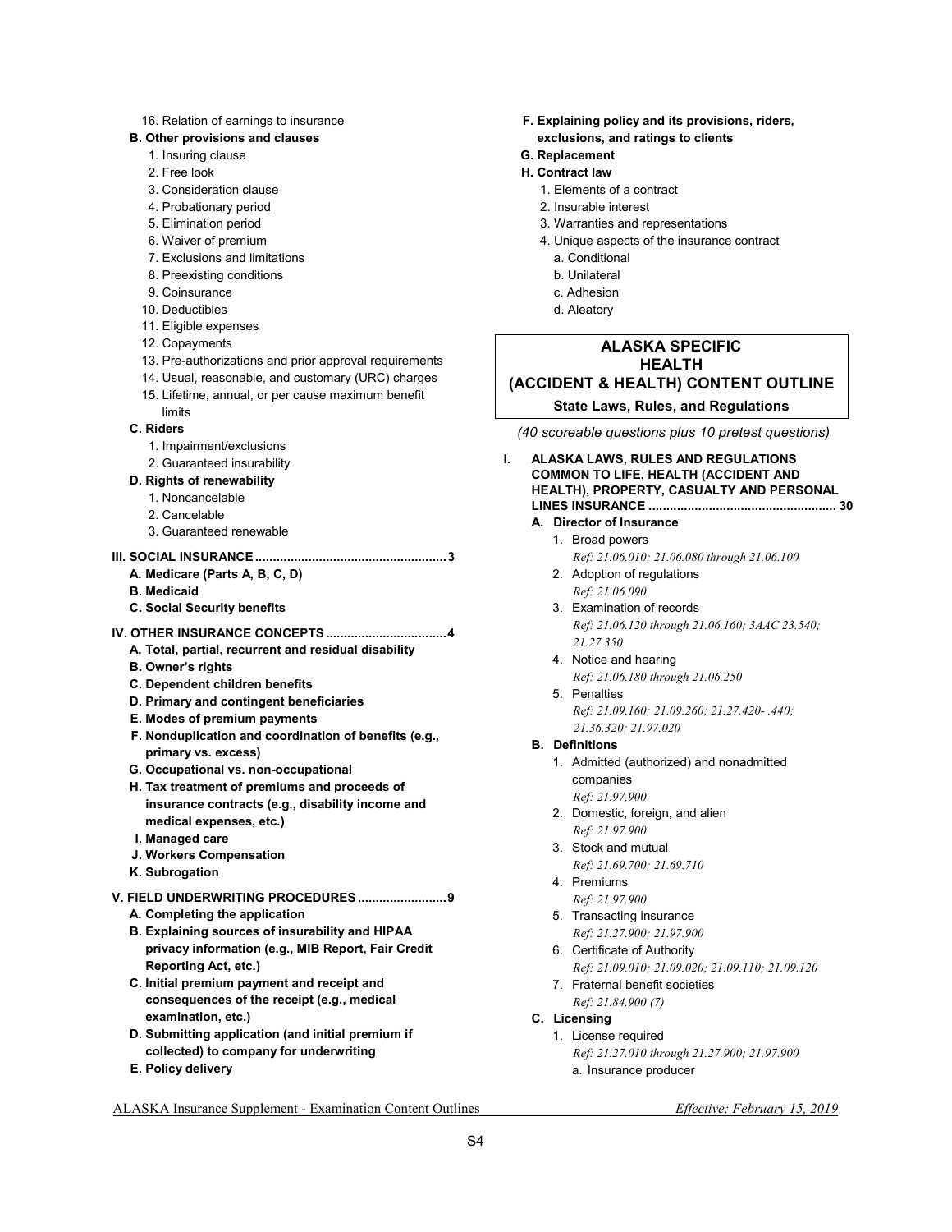16. Relation of earnings to insurance

**B. Other provisions and clauses**

1. Insuring clause
2. Free look
3. Consideration clause
4. Probationary period
5. Elimination period
6. Waiver of premium
7. Exclusions and limitations
8. Preexisting conditions
9. Coinsurance
10. Deductibles
11. Eligible expenses
12. Copayments
13. Pre-authorizations and prior approval requirements
14. Usual, reasonable, and customary (URC) charges
15. Lifetime, annual, or per cause maximum benefit limits

**C. Riders**

1. Impairment/exclusions
2. Guaranteed insurability

**D. Rights of renewability**

1. Noncancelable
2. Cancelable
3. Guaranteed renewable

**III. SOCIAL INSURANCE ..................................................... 3**

**A. Medicare (Parts A, B, C, D)**

**B. Medicaid**

**C. Social Security benefits**

**IV. OTHER INSURANCE CONCEPTS ................................. 4**

**A. Total, partial, recurrent and residual disability**

**B. Owner's rights**

**C. Dependent children benefits**

**D. Primary and contingent beneficiaries**

**E. Modes of premium payments**

**F. Nonduplication and coordination of benefits (e.g., primary vs. excess)**

**G. Occupational vs. non-occupational**

**H. Tax treatment of premiums and proceeds of insurance contracts (e.g., disability income and medical expenses, etc.)**

**I. Managed care**

**J. Workers Compensation**

**K. Subrogation**

**V. FIELD UNDERWRITING PROCEDURES ........................ 9**

**A. Completing the application**

**B. Explaining sources of insurability and HIPAA privacy information (e.g., MIB Report, Fair Credit Reporting Act, etc.)**

**C. Initial premium payment and receipt and consequences of the receipt (e.g., medical examination, etc.)**

**D. Submitting application (and initial premium if collected) to company for underwriting**

**E. Policy delivery**

**F. Explaining policy and its provisions, riders, exclusions, and ratings to clients**

**G. Replacement**

**H. Contract law**

1. Elements of a contract
2. Insurable interest
3. Warranties and representations
4. Unique aspects of the insurance contract
   a. Conditional
   b. Unilateral
   c. Adhesion
   d. Aleatory

## ALASKA SPECIFIC HEALTH (ACCIDENT & HEALTH) CONTENT OUTLINE

**State Laws, Rules, and Regulations**

*(40 scoreable questions plus 10 pretest questions)*

**I. ALASKA LAWS, RULES AND REGULATIONS COMMON TO LIFE, HEALTH (ACCIDENT AND HEALTH), PROPERTY, CASUALTY AND PERSONAL LINES INSURANCE .................................................... 30**

**A. Director of Insurance**

1. Broad powers
   *Ref: 21.06.010; 21.06.080 through 21.06.100*
2. Adoption of regulations
   *Ref: 21.06.090*
3. Examination of records
   *Ref: 21.06.120 through 21.06.160; 3AAC 23.540; 21.27.350*
4. Notice and hearing
   *Ref: 21.06.180 through 21.06.250*
5. Penalties
   *Ref: 21.09.160; 21.09.260; 21.27.420- .440; 21.36.320; 21.97.020*

**B. Definitions**

1. Admitted (authorized) and nonadmitted companies
   *Ref: 21.97.900*
2. Domestic, foreign, and alien
   *Ref: 21.97.900*
3. Stock and mutual
   *Ref: 21.69.700; 21.69.710*
4. Premiums
   *Ref: 21.97.900*
5. Transacting insurance
   *Ref: 21.27.900; 21.97.900*
6. Certificate of Authority
   *Ref: 21.09.010; 21.09.020; 21.09.110; 21.09.120*
7. Fraternal benefit societies
   *Ref: 21.84.900 (7)*

**C. Licensing**

1. License required
   *Ref: 21.27.010 through 21.27.900; 21.97.900*
   a. Insurance producer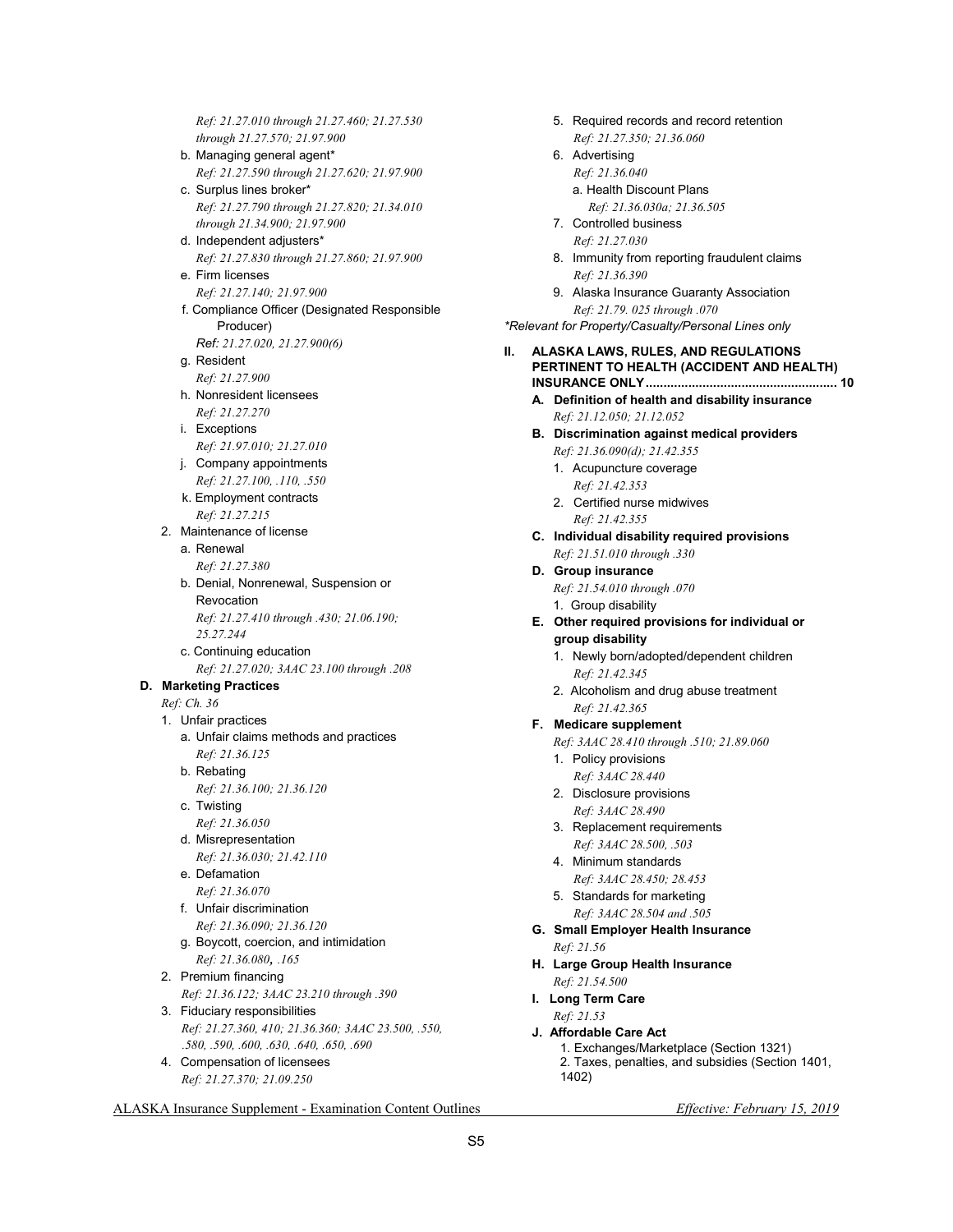*Ref: 21.27.010 through 21.27.460; 21.27.530 through 21.27.570; 21.97.900*

- b. Managing general agent*
  *Ref: 21.27.590 through 21.27.620; 21.97.900*
- c. Surplus lines broker*
  *Ref: 21.27.790 through 21.27.820; 21.34.010 through 21.34.900; 21.97.900*
- d. Independent adjusters*
  *Ref: 21.27.830 through 21.27.860; 21.97.900*
- e. Firm licenses
  *Ref: 21.27.140; 21.97.900*
- f. Compliance Officer (Designated Responsible Producer)
  *Ref: 21.27.020, 21.27.900(6)*
- g. Resident
  *Ref: 21.27.900*
- h. Nonresident licensees
  *Ref: 21.27.270*
- i. Exceptions
  *Ref: 21.97.010; 21.27.010*
- j. Company appointments
  *Ref: 21.27.100, .110, .550*
- k. Employment contracts
  *Ref: 21.27.215*

2. Maintenance of license
   - a. Renewal
     *Ref: 21.27.380*
   - b. Denial, Nonrenewal, Suspension or Revocation
     *Ref: 21.27.410 through .430; 21.06.190; 25.27.244*
   - c. Continuing education
     *Ref: 21.27.020; 3AAC 23.100 through .208*

**D. Marketing Practices**

*Ref: Ch. 36*

1. Unfair practices
   - a. Unfair claims methods and practices
     *Ref: 21.36.125*
   - b. Rebating
     *Ref: 21.36.100; 21.36.120*
   - c. Twisting
     *Ref: 21.36.050*
   - d. Misrepresentation
     *Ref: 21.36.030; 21.42.110*
   - e. Defamation
     *Ref: 21.36.070*
   - f. Unfair discrimination
     *Ref: 21.36.090; 21.36.120*
   - g. Boycott, coercion, and intimidation
     *Ref: 21.36.080, .165*
2. Premium financing
   *Ref: 21.36.122; 3AAC 23.210 through .390*
3. Fiduciary responsibilities
   *Ref: 21.27.360, 410; 21.36.360; 3AAC 23.500, .550, .580, .590, .600, .630, .640, .650, .690*
4. Compensation of licensees
   *Ref: 21.27.370; 21.09.250*
5. Required records and record retention
   *Ref: 21.27.350; 21.36.060*
6. Advertising
   *Ref: 21.36.040*
   - a. Health Discount Plans
     *Ref: 21.36.030a; 21.36.505*
7. Controlled business
   *Ref: 21.27.030*
8. Immunity from reporting fraudulent claims
   *Ref: 21.36.390*
9. Alaska Insurance Guaranty Association
   *Ref: 21.79. 025 through .070*

*\*Relevant for Property/Casualty/Personal Lines only*

## II. ALASKA LAWS, RULES, AND REGULATIONS PERTINENT TO HEALTH (ACCIDENT AND HEALTH) INSURANCE ONLY ..................................................... 10

**A. Definition of health and disability insurance**

*Ref: 21.12.050; 21.12.052*

**B. Discrimination against medical providers**

*Ref: 21.36.090(d); 21.42.355*

1. Acupuncture coverage
   *Ref: 21.42.353*
2. Certified nurse midwives
   *Ref: 21.42.355*

**C. Individual disability required provisions**

*Ref: 21.51.010 through .330*

**D. Group insurance**

*Ref: 21.54.010 through .070*

1. Group disability

**E. Other required provisions for individual or group disability**

1. Newly born/adopted/dependent children
   *Ref: 21.42.345*
2. Alcoholism and drug abuse treatment
   *Ref: 21.42.365*

**F. Medicare supplement**

*Ref: 3AAC 28.410 through .510; 21.89.060*

1. Policy provisions
   *Ref: 3AAC 28.440*
2. Disclosure provisions
   *Ref: 3AAC 28.490*
3. Replacement requirements
   *Ref: 3AAC 28.500, .503*
4. Minimum standards
   *Ref: 3AAC 28.450; 28.453*
5. Standards for marketing
   *Ref: 3AAC 28.504 and .505*

**G. Small Employer Health Insurance**

*Ref: 21.56*

**H. Large Group Health Insurance**

*Ref: 21.54.500*

**I. Long Term Care**

*Ref: 21.53*

**J. Affordable Care Act**

1. Exchanges/Marketplace (Section 1321)
2. Taxes, penalties, and subsidies (Section 1401, 1402)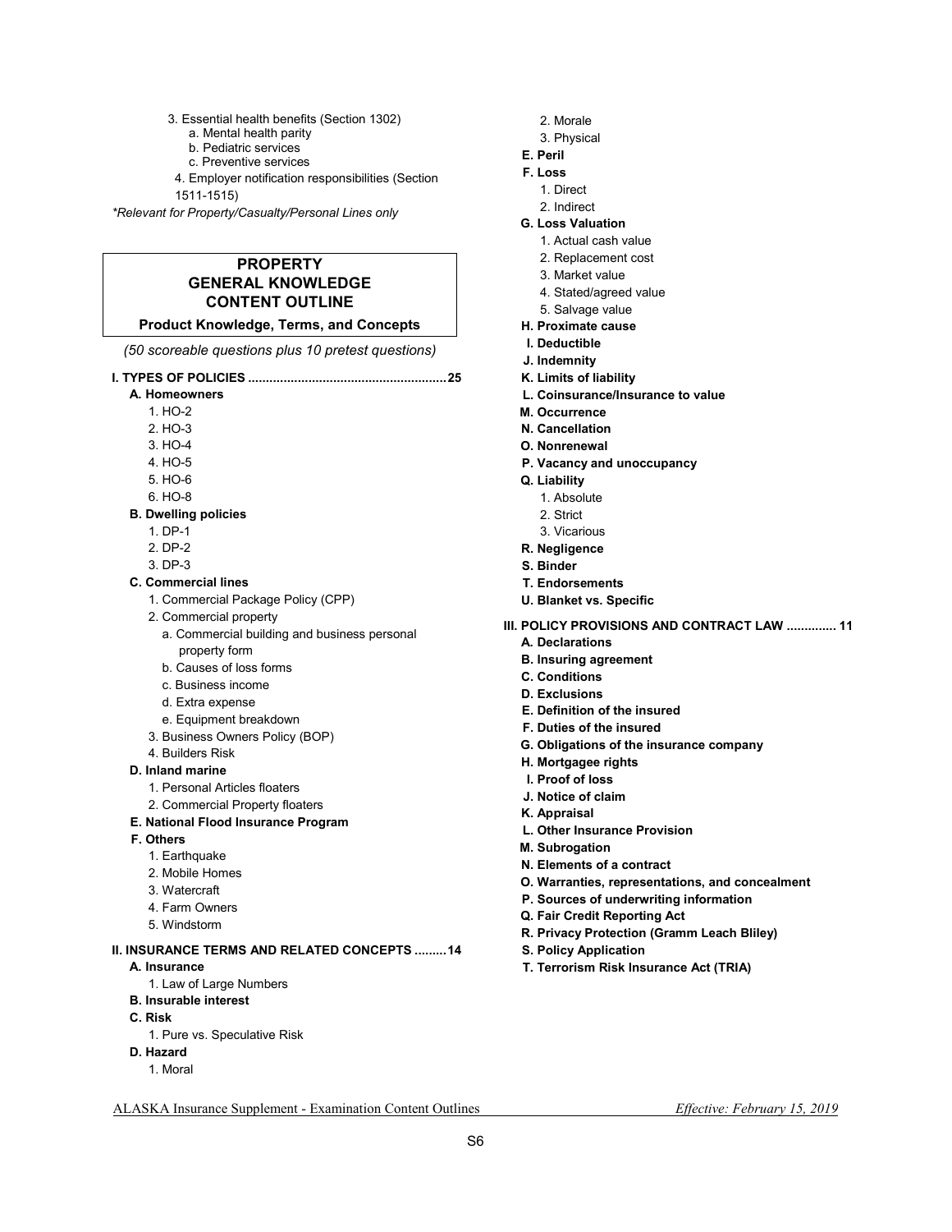3. Essential health benefits (Section 1302)
    a. Mental health parity
    b. Pediatric services
    c. Preventive services
4. Employer notification responsibilities (Section 1511-1515)

*\*Relevant for Property/Casualty/Personal Lines only*

## PROPERTY GENERAL KNOWLEDGE CONTENT OUTLINE

### Product Knowledge, Terms, and Concepts

*(50 scoreable questions plus 10 pretest questions)*

**I. TYPES OF POLICIES .......................................................25**

- **A. Homeowners**
    1. HO-2
    2. HO-3
    3. HO-4
    4. HO-5
    5. HO-6
    6. HO-8
- **B. Dwelling policies**
    1. DP-1
    2. DP-2
    3. DP-3
- **C. Commercial lines**
    1. Commercial Package Policy (CPP)
    2. Commercial property
        - a. Commercial building and business personal property form
        - b. Causes of loss forms
        - c. Business income
        - d. Extra expense
        - e. Equipment breakdown
    3. Business Owners Policy (BOP)
    4. Builders Risk
- **D. Inland marine**
    1. Personal Articles floaters
    2. Commercial Property floaters
- **E. National Flood Insurance Program**
- **F. Others**
    1. Earthquake
    2. Mobile Homes
    3. Watercraft
    4. Farm Owners
    5. Windstorm

**II. INSURANCE TERMS AND RELATED CONCEPTS .........14**

- **A. Insurance**
    1. Law of Large Numbers
- **B. Insurable interest**
- **C. Risk**
    1. Pure vs. Speculative Risk
- **D. Hazard**
    1. Moral
    2. Morale
    3. Physical
- **E. Peril**
- **F. Loss**
    1. Direct
    2. Indirect
- **G. Loss Valuation**
    1. Actual cash value
    2. Replacement cost
    3. Market value
    4. Stated/agreed value
    5. Salvage value
- **H. Proximate cause**
- **I. Deductible**
- **J. Indemnity**
- **K. Limits of liability**
- **L. Coinsurance/Insurance to value**
- **M. Occurrence**
- **N. Cancellation**
- **O. Nonrenewal**
- **P. Vacancy and unoccupancy**
- **Q. Liability**
    1. Absolute
    2. Strict
    3. Vicarious
- **R. Negligence**
- **S. Binder**
- **T. Endorsements**
- **U. Blanket vs. Specific**

**III. POLICY PROVISIONS AND CONTRACT LAW ............. 11**

- **A. Declarations**
- **B. Insuring agreement**
- **C. Conditions**
- **D. Exclusions**
- **E. Definition of the insured**
- **F. Duties of the insured**
- **G. Obligations of the insurance company**
- **H. Mortgagee rights**
- **I. Proof of loss**
- **J. Notice of claim**
- **K. Appraisal**
- **L. Other Insurance Provision**
- **M. Subrogation**
- **N. Elements of a contract**
- **O. Warranties, representations, and concealment**
- **P. Sources of underwriting information**
- **Q. Fair Credit Reporting Act**
- **R. Privacy Protection (Gramm Leach Bliley)**
- **S. Policy Application**
- **T. Terrorism Risk Insurance Act (TRIA)**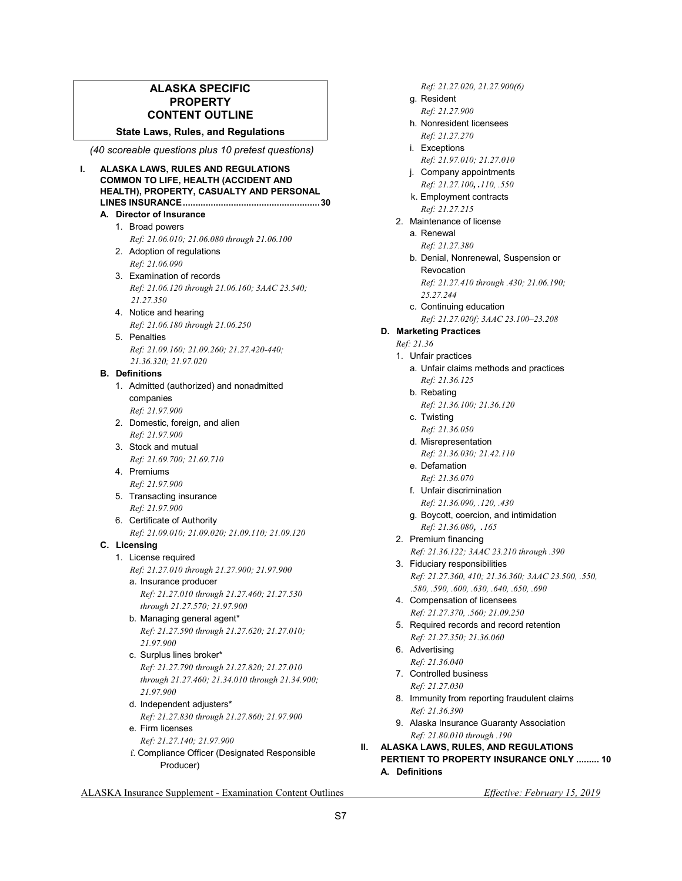## ALASKA SPECIFIC PROPERTY CONTENT OUTLINE

**State Laws, Rules, and Regulations**

*(40 scoreable questions plus 10 pretest questions)*

**I. ALASKA LAWS, RULES AND REGULATIONS COMMON TO LIFE, HEALTH (ACCIDENT AND HEALTH), PROPERTY, CASUALTY AND PERSONAL LINES INSURANCE......................................................30**

**A. Director of Insurance**

1. Broad powers
   *Ref: 21.06.010; 21.06.080 through 21.06.100*
2. Adoption of regulations
   *Ref: 21.06.090*
3. Examination of records
   *Ref: 21.06.120 through 21.06.160; 3AAC 23.540; 21.27.350*
4. Notice and hearing
   *Ref: 21.06.180 through 21.06.250*
5. Penalties
   *Ref: 21.09.160; 21.09.260; 21.27.420-440; 21.36.320; 21.97.020*

**B. Definitions**

1. Admitted (authorized) and nonadmitted companies
   *Ref: 21.97.900*
2. Domestic, foreign, and alien
   *Ref: 21.97.900*
3. Stock and mutual
   *Ref: 21.69.700; 21.69.710*
4. Premiums
   *Ref: 21.97.900*
5. Transacting insurance
   *Ref: 21.97.900*
6. Certificate of Authority
   *Ref: 21.09.010; 21.09.020; 21.09.110; 21.09.120*

**C. Licensing**

1. License required
   *Ref: 21.27.010 through 21.27.900; 21.97.900*
   a. Insurance producer
      *Ref: 21.27.010 through 21.27.460; 21.27.530 through 21.27.570; 21.97.900*
   b. Managing general agent*
      *Ref: 21.27.590 through 21.27.620; 21.27.010; 21.97.900*
   c. Surplus lines broker*
      *Ref: 21.27.790 through 21.27.820; 21.27.010 through 21.27.460; 21.34.010 through 21.34.900; 21.97.900*
   d. Independent adjusters*
      *Ref: 21.27.830 through 21.27.860; 21.97.900*
   e. Firm licenses
      *Ref: 21.27.140; 21.97.900*
   f. Compliance Officer (Designated Responsible Producer)
      *Ref: 21.27.020, 21.27.900(6)*
   g. Resident
      *Ref: 21.27.900*
   h. Nonresident licensees
      *Ref: 21.27.270*
   i. Exceptions
      *Ref: 21.97.010; 21.27.010*
   j. Company appointments
      *Ref: 21.27.100, .110, .550*
   k. Employment contracts
      *Ref: 21.27.215*
2. Maintenance of license
   a. Renewal
      *Ref: 21.27.380*
   b. Denial, Nonrenewal, Suspension or Revocation
      *Ref: 21.27.410 through .430; 21.06.190; 25.27.244*
   c. Continuing education
      *Ref: 21.27.020f; 3AAC 23.100–23.208*

**D. Marketing Practices**

*Ref: 21.36*

1. Unfair practices
   a. Unfair claims methods and practices
      *Ref: 21.36.125*
   b. Rebating
      *Ref: 21.36.100; 21.36.120*
   c. Twisting
      *Ref: 21.36.050*
   d. Misrepresentation
      *Ref: 21.36.030; 21.42.110*
   e. Defamation
      *Ref: 21.36.070*
   f. Unfair discrimination
      *Ref: 21.36.090, .120, .430*
   g. Boycott, coercion, and intimidation
      *Ref: 21.36.080, .165*
2. Premium financing
   *Ref: 21.36.122; 3AAC 23.210 through .390*
3. Fiduciary responsibilities
   *Ref: 21.27.360, 410; 21.36.360; 3AAC 23.500, .550, .580, .590, .600, .630, .640, .650, .690*
4. Compensation of licensees
   *Ref: 21.27.370, .560; 21.09.250*
5. Required records and record retention
   *Ref: 21.27.350; 21.36.060*
6. Advertising
   *Ref: 21.36.040*
7. Controlled business
   *Ref: 21.27.030*
8. Immunity from reporting fraudulent claims
   *Ref: 21.36.390*
9. Alaska Insurance Guaranty Association
   *Ref: 21.80.010 through .190*

**II. ALASKA LAWS, RULES, AND REGULATIONS PERTIENT TO PROPERTY INSURANCE ONLY ......... 10**

**A. Definitions**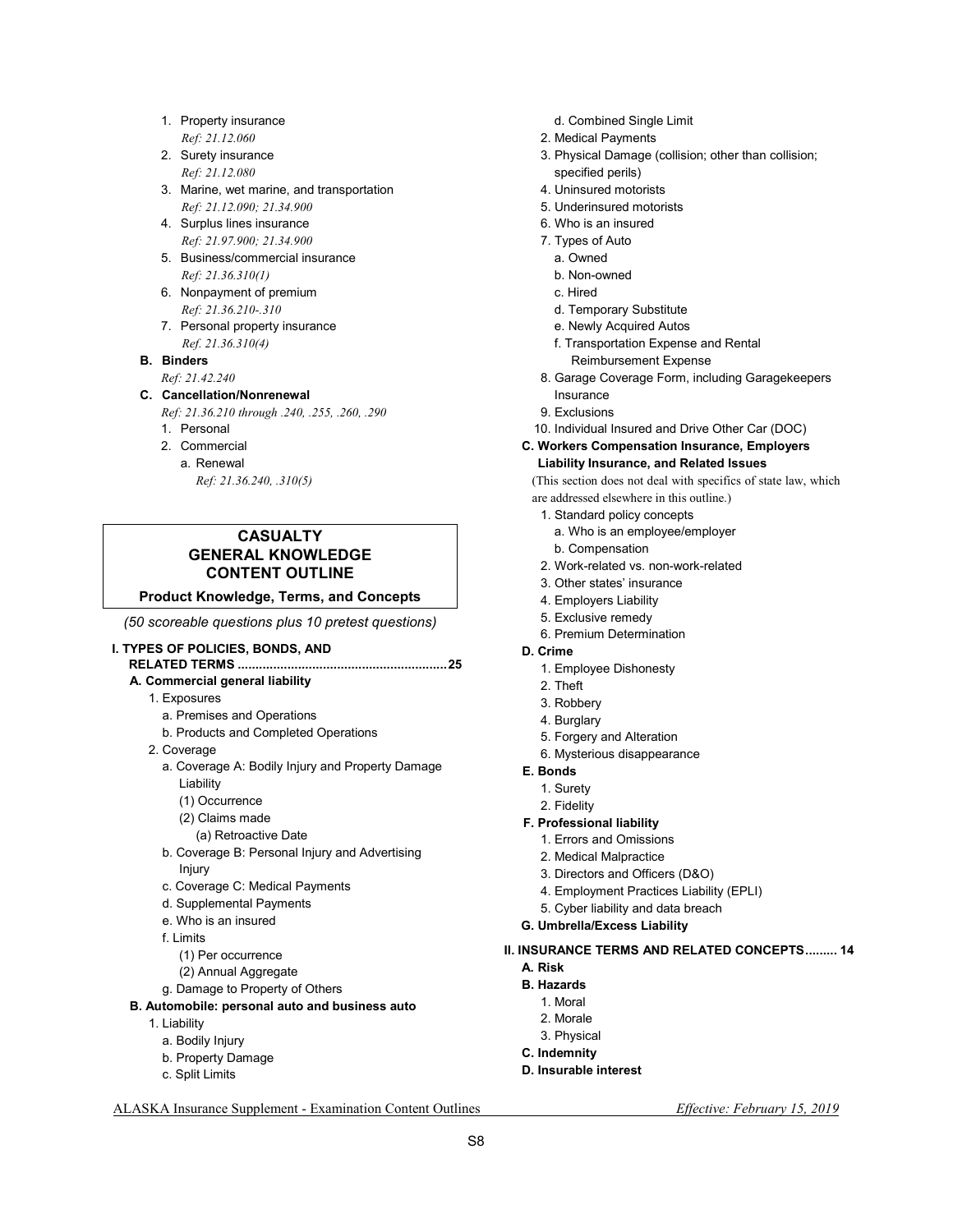1. Property insurance
   *Ref: 21.12.060*
2. Surety insurance
   *Ref: 21.12.080*
3. Marine, wet marine, and transportation
   *Ref: 21.12.090; 21.34.900*
4. Surplus lines insurance
   *Ref: 21.97.900; 21.34.900*
5. Business/commercial insurance
   *Ref: 21.36.310(1)*
6. Nonpayment of premium
   *Ref: 21.36.210-.310*
7. Personal property insurance
   *Ref. 21.36.310(4)*

**B. Binders**

*Ref: 21.42.240*

**C. Cancellation/Nonrenewal**

*Ref: 21.36.210 through .240, .255, .260, .290*

1. Personal
2. Commercial
   a. Renewal
      *Ref: 21.36.240, .310(5)*

## CASUALTY GENERAL KNOWLEDGE CONTENT OUTLINE

### Product Knowledge, Terms, and Concepts

*(50 scoreable questions plus 10 pretest questions)*

**I. TYPES OF POLICIES, BONDS, AND RELATED TERMS ........................................................ 25**

**A. Commercial general liability**

1. Exposures
   a. Premises and Operations
   b. Products and Completed Operations
2. Coverage
   a. Coverage A: Bodily Injury and Property Damage Liability
      (1) Occurrence
      (2) Claims made
         (a) Retroactive Date
   b. Coverage B: Personal Injury and Advertising Injury
   c. Coverage C: Medical Payments
   d. Supplemental Payments
   e. Who is an insured
   f. Limits
      (1) Per occurrence
      (2) Annual Aggregate
   g. Damage to Property of Others

**B. Automobile: personal auto and business auto**

1. Liability
   a. Bodily Injury
   b. Property Damage
   c. Split Limits
   d. Combined Single Limit
2. Medical Payments
3. Physical Damage (collision; other than collision; specified perils)
4. Uninsured motorists
5. Underinsured motorists
6. Who is an insured
7. Types of Auto
   a. Owned
   b. Non-owned
   c. Hired
   d. Temporary Substitute
   e. Newly Acquired Autos
   f. Transportation Expense and Rental Reimbursement Expense
8. Garage Coverage Form, including Garagekeepers Insurance
9. Exclusions
10. Individual Insured and Drive Other Car (DOC)

**C. Workers Compensation Insurance, Employers Liability Insurance, and Related Issues**

(This section does not deal with specifics of state law, which are addressed elsewhere in this outline.)

1. Standard policy concepts
   a. Who is an employee/employer
   b. Compensation
2. Work-related vs. non-work-related
3. Other states' insurance
4. Employers Liability
5. Exclusive remedy
6. Premium Determination

**D. Crime**

1. Employee Dishonesty
2. Theft
3. Robbery
4. Burglary
5. Forgery and Alteration
6. Mysterious disappearance

**E. Bonds**

1. Surety
2. Fidelity

**F. Professional liability**

1. Errors and Omissions
2. Medical Malpractice
3. Directors and Officers (D&O)
4. Employment Practices Liability (EPLI)
5. Cyber liability and data breach

**G. Umbrella/Excess Liability**

**II. INSURANCE TERMS AND RELATED CONCEPTS......... 14**

**A. Risk**

**B. Hazards**

1. Moral
2. Morale
3. Physical

**C. Indemnity**

**D. Insurable interest**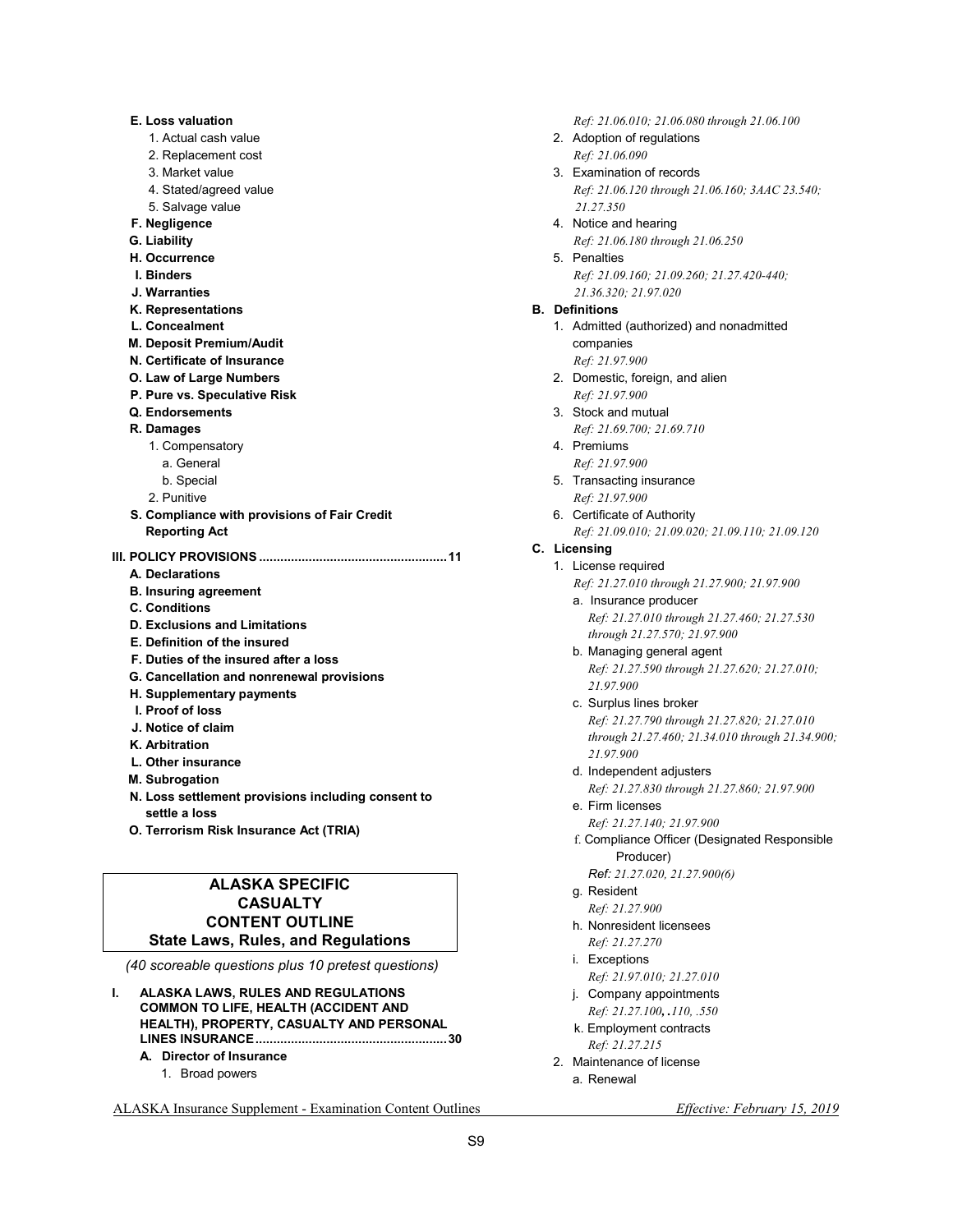**E. Loss valuation**

1. Actual cash value
2. Replacement cost
3. Market value
4. Stated/agreed value
5. Salvage value

**F. Negligence**

**G. Liability**

**H. Occurrence**

**I. Binders**

**J. Warranties**

**K. Representations**

**L. Concealment**

**M. Deposit Premium/Audit**

**N. Certificate of Insurance**

**O. Law of Large Numbers**

**P. Pure vs. Speculative Risk**

**Q. Endorsements**

**R. Damages**

1. Compensatory
   - a. General
   - b. Special
2. Punitive

**S. Compliance with provisions of Fair Credit Reporting Act**

**III. POLICY PROVISIONS....................................................11**

**A. Declarations**

**B. Insuring agreement**

**C. Conditions**

**D. Exclusions and Limitations**

**E. Definition of the insured**

**F. Duties of the insured after a loss**

**G. Cancellation and nonrenewal provisions**

**H. Supplementary payments**

**I. Proof of loss**

**J. Notice of claim**

**K. Arbitration**

**L. Other insurance**

**M. Subrogation**

**N. Loss settlement provisions including consent to settle a loss**

**O. Terrorism Risk Insurance Act (TRIA)**

## ALASKA SPECIFIC CASUALTY CONTENT OUTLINE
## State Laws, Rules, and Regulations

*(40 scoreable questions plus 10 pretest questions)*

**I. ALASKA LAWS, RULES AND REGULATIONS COMMON TO LIFE, HEALTH (ACCIDENT AND HEALTH), PROPERTY, CASUALTY AND PERSONAL LINES INSURANCE....................................................30**

**A. Director of Insurance**

1. Broad powers
   *Ref: 21.06.010; 21.06.080 through 21.06.100*
2. Adoption of regulations
   *Ref: 21.06.090*
3. Examination of records
   *Ref: 21.06.120 through 21.06.160; 3AAC 23.540; 21.27.350*
4. Notice and hearing
   *Ref: 21.06.180 through 21.06.250*
5. Penalties
   *Ref: 21.09.160; 21.09.260; 21.27.420-440; 21.36.320; 21.97.020*

**B. Definitions**

1. Admitted (authorized) and nonadmitted companies
   *Ref: 21.97.900*
2. Domestic, foreign, and alien
   *Ref: 21.97.900*
3. Stock and mutual
   *Ref: 21.69.700; 21.69.710*
4. Premiums
   *Ref: 21.97.900*
5. Transacting insurance
   *Ref: 21.97.900*
6. Certificate of Authority
   *Ref: 21.09.010; 21.09.020; 21.09.110; 21.09.120*

**C. Licensing**

1. License required
   *Ref: 21.27.010 through 21.27.900; 21.97.900*
   - a. Insurance producer
     *Ref: 21.27.010 through 21.27.460; 21.27.530 through 21.27.570; 21.97.900*
   - b. Managing general agent
     *Ref: 21.27.590 through 21.27.620; 21.27.010; 21.97.900*
   - c. Surplus lines broker
     *Ref: 21.27.790 through 21.27.820; 21.27.010 through 21.27.460; 21.34.010 through 21.34.900; 21.97.900*
   - d. Independent adjusters
     *Ref: 21.27.830 through 21.27.860; 21.97.900*
   - e. Firm licenses
     *Ref: 21.27.140; 21.97.900*
   - f. Compliance Officer (Designated Responsible Producer)
     *Ref: 21.27.020, 21.27.900(6)*
   - g. Resident
     *Ref: 21.27.900*
   - h. Nonresident licensees
     *Ref: 21.27.270*
   - i. Exceptions
     *Ref: 21.97.010; 21.27.010*
   - j. Company appointments
     *Ref: 21.27.100, .110, .550*
   - k. Employment contracts
     *Ref: 21.27.215*
2. Maintenance of license
   - a. Renewal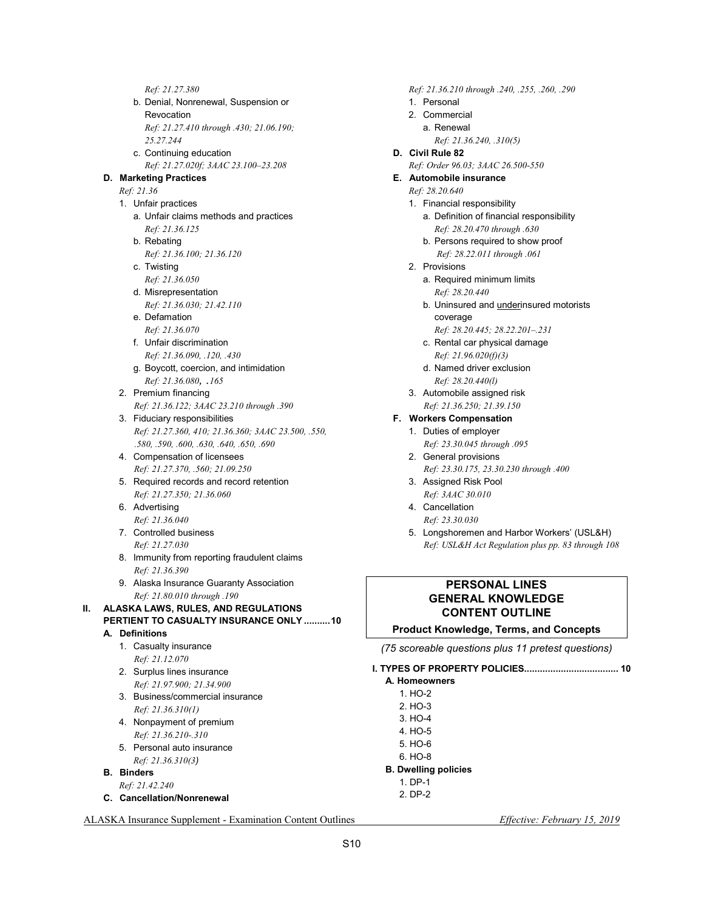*Ref: 21.27.380*

b. Denial, Nonrenewal, Suspension or Revocation
*Ref: 21.27.410 through .430; 21.06.190; 25.27.244*

c. Continuing education
*Ref: 21.27.020f; 3AAC 23.100–23.208*

**D. Marketing Practices**
*Ref: 21.36*

1. Unfair practices
   a. Unfair claims methods and practices
   *Ref: 21.36.125*
   b. Rebating
   *Ref: 21.36.100; 21.36.120*
   c. Twisting
   *Ref: 21.36.050*
   d. Misrepresentation
   *Ref: 21.36.030; 21.42.110*
   e. Defamation
   *Ref: 21.36.070*
   f. Unfair discrimination
   *Ref: 21.36.090, .120, .430*
   g. Boycott, coercion, and intimidation
   *Ref: 21.36.080, .165*
2. Premium financing
   *Ref: 21.36.122; 3AAC 23.210 through .390*
3. Fiduciary responsibilities
   *Ref: 21.27.360, 410; 21.36.360; 3AAC 23.500, .550, .580, .590, .600, .630, .640, .650, .690*
4. Compensation of licensees
   *Ref: 21.27.370, .560; 21.09.250*
5. Required records and record retention
   *Ref: 21.27.350; 21.36.060*
6. Advertising
   *Ref: 21.36.040*
7. Controlled business
   *Ref: 21.27.030*
8. Immunity from reporting fraudulent claims
   *Ref: 21.36.390*
9. Alaska Insurance Guaranty Association
   *Ref: 21.80.010 through .190*

**II. ALASKA LAWS, RULES, AND REGULATIONS PERTIENT TO CASUALTY INSURANCE ONLY ..........10**

**A. Definitions**

1. Casualty insurance
   *Ref: 21.12.070*
2. Surplus lines insurance
   *Ref: 21.97.900; 21.34.900*
3. Business/commercial insurance
   *Ref: 21.36.310(1)*
4. Nonpayment of premium
   *Ref: 21.36.210-.310*
5. Personal auto insurance
   *Ref: 21.36.310(3)*

**B. Binders**
*Ref: 21.42.240*

**C. Cancellation/Nonrenewal**
*Ref: 21.36.210 through .240, .255, .260, .290*

1. Personal
2. Commercial
   a. Renewal
   *Ref: 21.36.240, .310(5)*

**D. Civil Rule 82**
*Ref: Order 96.03; 3AAC 26.500-550*

**E. Automobile insurance**
*Ref: 28.20.640*

1. Financial responsibility
   a. Definition of financial responsibility
   *Ref: 28.20.470 through .630*
   b. Persons required to show proof
   *Ref: 28.22.011 through .061*
2. Provisions
   a. Required minimum limits
   *Ref: 28.20.440*
   b. Uninsured and <u>under</u>insured motorists coverage
   *Ref: 28.20.445; 28.22.201–.231*
   c. Rental car physical damage
   *Ref: 21.96.020(f)(3)*
   d. Named driver exclusion
   *Ref: 28.20.440(l)*
3. Automobile assigned risk
   *Ref: 21.36.250; 21.39.150*

**F. Workers Compensation**

1. Duties of employer
   *Ref: 23.30.045 through .095*
2. General provisions
   *Ref: 23.30.175, 23.30.230 through .400*
3. Assigned Risk Pool
   *Ref: 3AAC 30.010*
4. Cancellation
   *Ref: 23.30.030*
5. Longshoremen and Harbor Workers' (USL&H)
   *Ref: USL&H Act Regulation plus pp. 83 through 108*

## PERSONAL LINES GENERAL KNOWLEDGE CONTENT OUTLINE

**Product Knowledge, Terms, and Concepts**

*(75 scoreable questions plus 11 pretest questions)*

**I. TYPES OF PROPERTY POLICIES.................................... 10**

**A. Homeowners**

1. HO-2
2. HO-3
3. HO-4
4. HO-5
5. HO-6
6. HO-8

**B. Dwelling policies**

1. DP-1
2. DP-2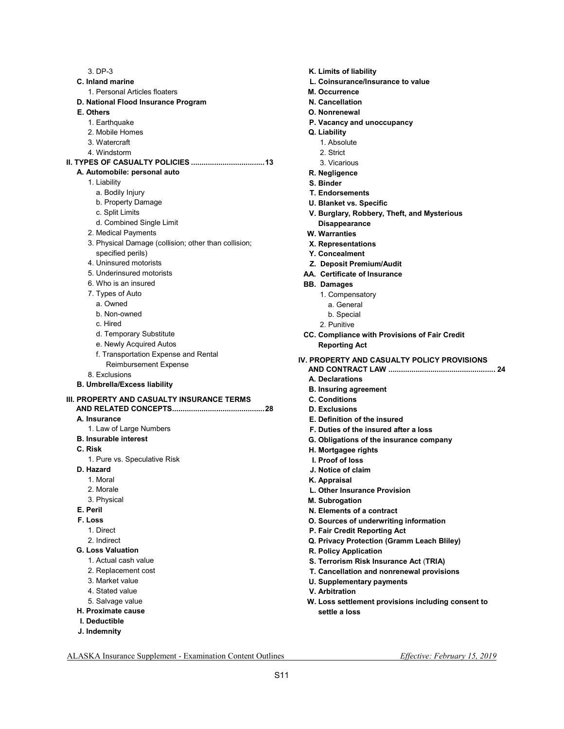3. DP-3

**C. Inland marine**

1. Personal Articles floaters

**D. National Flood Insurance Program**

**E. Others**

1. Earthquake
2. Mobile Homes
3. Watercraft
4. Windstorm

## II. TYPES OF CASUALTY POLICIES .................................. 13

**A. Automobile: personal auto**

1. Liability
   a. Bodily Injury
   b. Property Damage
   c. Split Limits
   d. Combined Single Limit
2. Medical Payments
3. Physical Damage (collision; other than collision; specified perils)
4. Uninsured motorists
5. Underinsured motorists
6. Who is an insured
7. Types of Auto
   a. Owned
   b. Non-owned
   c. Hired
   d. Temporary Substitute
   e. Newly Acquired Autos
   f. Transportation Expense and Rental Reimbursement Expense
8. Exclusions

**B. Umbrella/Excess liability**

## III. PROPERTY AND CASUALTY INSURANCE TERMS AND RELATED CONCEPTS ........................................... 28

**A. Insurance**

1. Law of Large Numbers

**B. Insurable interest**

**C. Risk**

1. Pure vs. Speculative Risk

**D. Hazard**

1. Moral
2. Morale
3. Physical

**E. Peril**

**F. Loss**

1. Direct
2. Indirect

**G. Loss Valuation**

1. Actual cash value
2. Replacement cost
3. Market value
4. Stated value
5. Salvage value

**H. Proximate cause**

**I. Deductible**

**J. Indemnity**

**K. Limits of liability**

**L. Coinsurance/Insurance to value**

**M. Occurrence**

**N. Cancellation**

**O. Nonrenewal**

**P. Vacancy and unoccupancy**

**Q. Liability**

1. Absolute
2. Strict
3. Vicarious

**R. Negligence**

**S. Binder**

**T. Endorsements**

**U. Blanket vs. Specific**

**V. Burglary, Robbery, Theft, and Mysterious Disappearance**

**W. Warranties**

**X. Representations**

**Y. Concealment**

**Z. Deposit Premium/Audit**

**AA. Certificate of Insurance**

**BB. Damages**

1. Compensatory
   a. General
   b. Special
2. Punitive

**CC. Compliance with Provisions of Fair Credit Reporting Act**

## IV. PROPERTY AND CASUALTY POLICY PROVISIONS AND CONTRACT LAW .................................................. 24

**A. Declarations**

**B. Insuring agreement**

**C. Conditions**

**D. Exclusions**

**E. Definition of the insured**

**F. Duties of the insured after a loss**

**G. Obligations of the insurance company**

**H. Mortgagee rights**

**I. Proof of loss**

**J. Notice of claim**

**K. Appraisal**

**L. Other Insurance Provision**

**M. Subrogation**

**N. Elements of a contract**

**O. Sources of underwriting information**

**P. Fair Credit Reporting Act**

**Q. Privacy Protection (Gramm Leach Bliley)**

**R. Policy Application**

**S. Terrorism Risk Insurance Act (TRIA)**

**T. Cancellation and nonrenewal provisions**

**U. Supplementary payments**

**V. Arbitration**

**W. Loss settlement provisions including consent to settle a loss**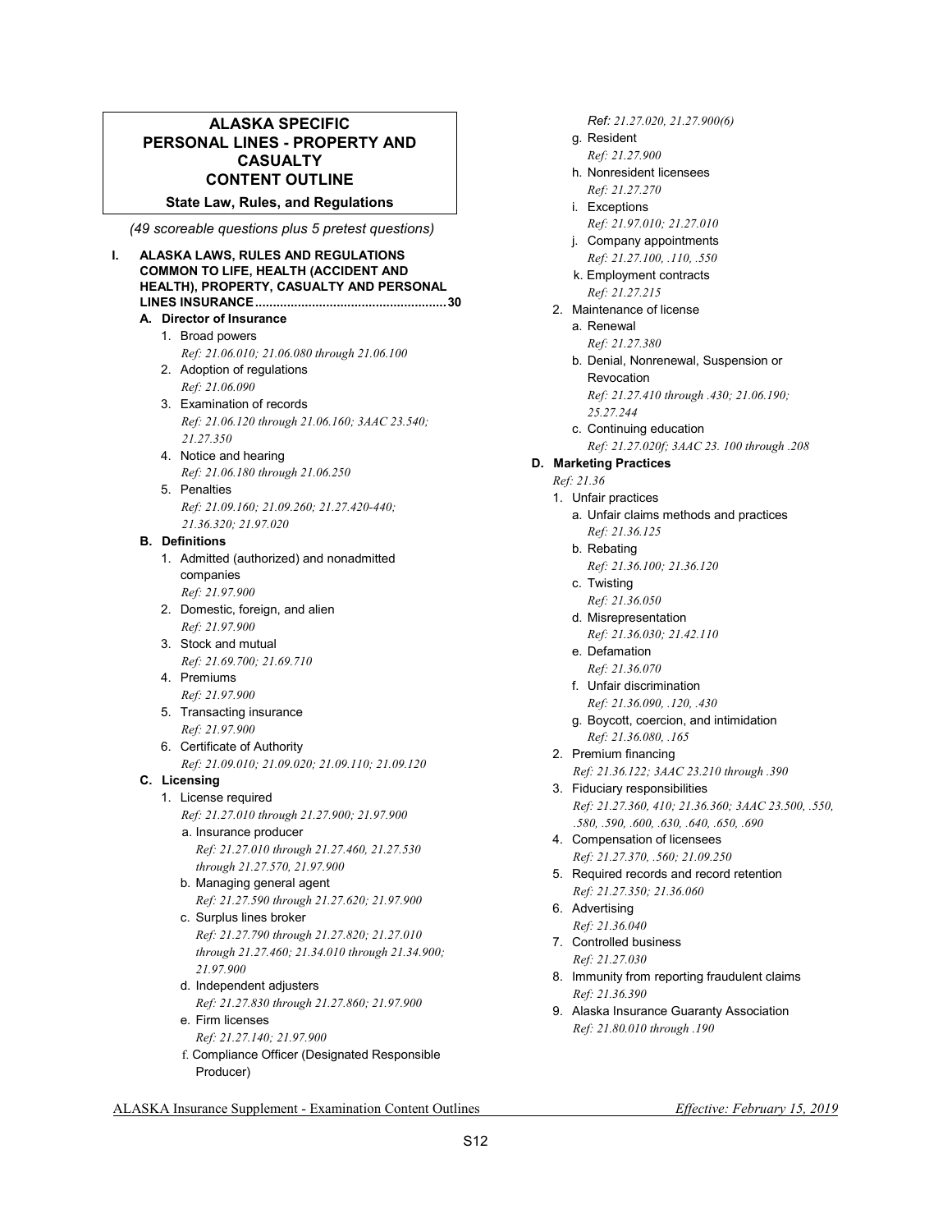## ALASKA SPECIFIC PERSONAL LINES - PROPERTY AND CASUALTY CONTENT OUTLINE

### State Law, Rules, and Regulations

*(49 scoreable questions plus 5 pretest questions)*

**I. ALASKA LAWS, RULES AND REGULATIONS COMMON TO LIFE, HEALTH (ACCIDENT AND HEALTH), PROPERTY, CASUALTY AND PERSONAL LINES INSURANCE....................................................30**

**A. Director of Insurance**

1. Broad powers
   *Ref: 21.06.010; 21.06.080 through 21.06.100*
2. Adoption of regulations
   *Ref: 21.06.090*
3. Examination of records
   *Ref: 21.06.120 through 21.06.160; 3AAC 23.540; 21.27.350*
4. Notice and hearing
   *Ref: 21.06.180 through 21.06.250*
5. Penalties
   *Ref: 21.09.160; 21.09.260; 21.27.420-440; 21.36.320; 21.97.020*

**B. Definitions**

1. Admitted (authorized) and nonadmitted companies
   *Ref: 21.97.900*
2. Domestic, foreign, and alien
   *Ref: 21.97.900*
3. Stock and mutual
   *Ref: 21.69.700; 21.69.710*
4. Premiums
   *Ref: 21.97.900*
5. Transacting insurance
   *Ref: 21.97.900*
6. Certificate of Authority
   *Ref: 21.09.010; 21.09.020; 21.09.110; 21.09.120*

**C. Licensing**

1. License required
   *Ref: 21.27.010 through 21.27.900; 21.97.900*
   a. Insurance producer
      *Ref: 21.27.010 through 21.27.460, 21.27.530 through 21.27.570, 21.97.900*
   b. Managing general agent
      *Ref: 21.27.590 through 21.27.620; 21.97.900*
   c. Surplus lines broker
      *Ref: 21.27.790 through 21.27.820; 21.27.010 through 21.27.460; 21.34.010 through 21.34.900; 21.97.900*
   d. Independent adjusters
      *Ref: 21.27.830 through 21.27.860; 21.97.900*
   e. Firm licenses
      *Ref: 21.27.140; 21.97.900*
   f. Compliance Officer (Designated Responsible Producer)
      *Ref: 21.27.020, 21.27.900(6)*
   g. Resident
      *Ref: 21.27.900*
   h. Nonresident licensees
      *Ref: 21.27.270*
   i. Exceptions
      *Ref: 21.97.010; 21.27.010*
   j. Company appointments
      *Ref: 21.27.100, .110, .550*
   k. Employment contracts
      *Ref: 21.27.215*
2. Maintenance of license
   a. Renewal
      *Ref: 21.27.380*
   b. Denial, Nonrenewal, Suspension or Revocation
      *Ref: 21.27.410 through .430; 21.06.190; 25.27.244*
   c. Continuing education
      *Ref: 21.27.020f; 3AAC 23. 100 through .208*

**D. Marketing Practices**

*Ref: 21.36*

1. Unfair practices
   a. Unfair claims methods and practices
      *Ref: 21.36.125*
   b. Rebating
      *Ref: 21.36.100; 21.36.120*
   c. Twisting
      *Ref: 21.36.050*
   d. Misrepresentation
      *Ref: 21.36.030; 21.42.110*
   e. Defamation
      *Ref: 21.36.070*
   f. Unfair discrimination
      *Ref: 21.36.090, .120, .430*
   g. Boycott, coercion, and intimidation
      *Ref: 21.36.080, .165*
2. Premium financing
   *Ref: 21.36.122; 3AAC 23.210 through .390*
3. Fiduciary responsibilities
   *Ref: 21.27.360, 410; 21.36.360; 3AAC 23.500, .550, .580, .590, .600, .630, .640, .650, .690*
4. Compensation of licensees
   *Ref: 21.27.370, .560; 21.09.250*
5. Required records and record retention
   *Ref: 21.27.350; 21.36.060*
6. Advertising
   *Ref: 21.36.040*
7. Controlled business
   *Ref: 21.27.030*
8. Immunity from reporting fraudulent claims
   *Ref: 21.36.390*
9. Alaska Insurance Guaranty Association
   *Ref: 21.80.010 through .190*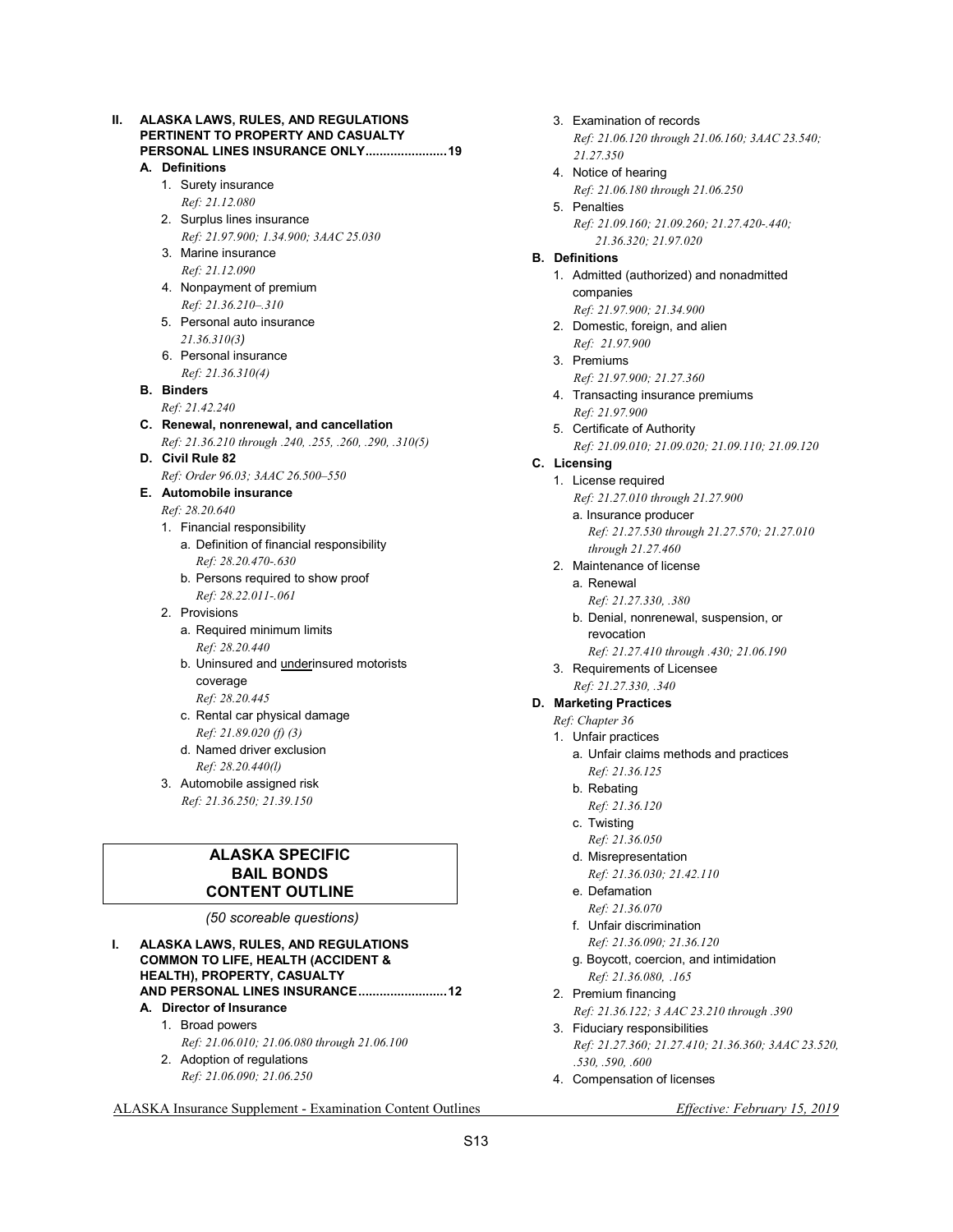## II. ALASKA LAWS, RULES, AND REGULATIONS PERTINENT TO PROPERTY AND CASUALTY PERSONAL LINES INSURANCE ONLY......................19

### A. Definitions

1. Surety insurance
   *Ref: 21.12.080*
2. Surplus lines insurance
   *Ref: 21.97.900; 1.34.900; 3AAC 25.030*
3. Marine insurance
   *Ref: 21.12.090*
4. Nonpayment of premium
   *Ref: 21.36.210–.310*
5. Personal auto insurance
   *21.36.310(3)*
6. Personal insurance
   *Ref: 21.36.310(4)*

### B. Binders

*Ref: 21.42.240*

### C. Renewal, nonrenewal, and cancellation

*Ref: 21.36.210 through .240, .255, .260, .290, .310(5)*

### D. Civil Rule 82

*Ref: Order 96.03; 3AAC 26.500–550*

### E. Automobile insurance

*Ref: 28.20.640*

1. Financial responsibility
   a. Definition of financial responsibility
      *Ref: 28.20.470-.630*
   b. Persons required to show proof
      *Ref: 28.22.011-.061*
2. Provisions
   a. Required minimum limits
      *Ref: 28.20.440*
   b. Uninsured and <u>under</u>insured motorists coverage
      *Ref: 28.20.445*
   c. Rental car physical damage
      *Ref: 21.89.020 (f) (3)*
   d. Named driver exclusion
      *Ref: 28.20.440(l)*
3. Automobile assigned risk
   *Ref: 21.36.250; 21.39.150*

# ALASKA SPECIFIC BAIL BONDS CONTENT OUTLINE

*(50 scoreable questions)*

## I. ALASKA LAWS, RULES, AND REGULATIONS COMMON TO LIFE, HEALTH (ACCIDENT & HEALTH), PROPERTY, CASUALTY AND PERSONAL LINES INSURANCE........................12

### A. Director of Insurance

1. Broad powers
   *Ref: 21.06.010; 21.06.080 through 21.06.100*
2. Adoption of regulations
   *Ref: 21.06.090; 21.06.250*
3. Examination of records
   *Ref: 21.06.120 through 21.06.160; 3AAC 23.540; 21.27.350*
4. Notice of hearing
   *Ref: 21.06.180 through 21.06.250*
5. Penalties
   *Ref: 21.09.160; 21.09.260; 21.27.420-.440; 21.36.320; 21.97.020*

### B. Definitions

1. Admitted (authorized) and nonadmitted companies
   *Ref: 21.97.900; 21.34.900*
2. Domestic, foreign, and alien
   *Ref: 21.97.900*
3. Premiums
   *Ref: 21.97.900; 21.27.360*
4. Transacting insurance premiums
   *Ref: 21.97.900*
5. Certificate of Authority
   *Ref: 21.09.010; 21.09.020; 21.09.110; 21.09.120*

### C. Licensing

1. License required
   *Ref: 21.27.010 through 21.27.900*
   a. Insurance producer
      *Ref: 21.27.530 through 21.27.570; 21.27.010 through 21.27.460*
2. Maintenance of license
   a. Renewal
      *Ref: 21.27.330, .380*
   b. Denial, nonrenewal, suspension, or revocation
      *Ref: 21.27.410 through .430; 21.06.190*
3. Requirements of Licensee
   *Ref: 21.27.330, .340*

### D. Marketing Practices

*Ref: Chapter 36*

1. Unfair practices
   a. Unfair claims methods and practices
      *Ref: 21.36.125*
   b. Rebating
      *Ref: 21.36.120*
   c. Twisting
      *Ref: 21.36.050*
   d. Misrepresentation
      *Ref: 21.36.030; 21.42.110*
   e. Defamation
      *Ref: 21.36.070*
   f. Unfair discrimination
      *Ref: 21.36.090; 21.36.120*
   g. Boycott, coercion, and intimidation
      *Ref: 21.36.080, .165*
2. Premium financing
   *Ref: 21.36.122; 3 AAC 23.210 through .390*
3. Fiduciary responsibilities
   *Ref: 21.27.360; 21.27.410; 21.36.360; 3AAC 23.520, .530, .590, .600*
4. Compensation of licenses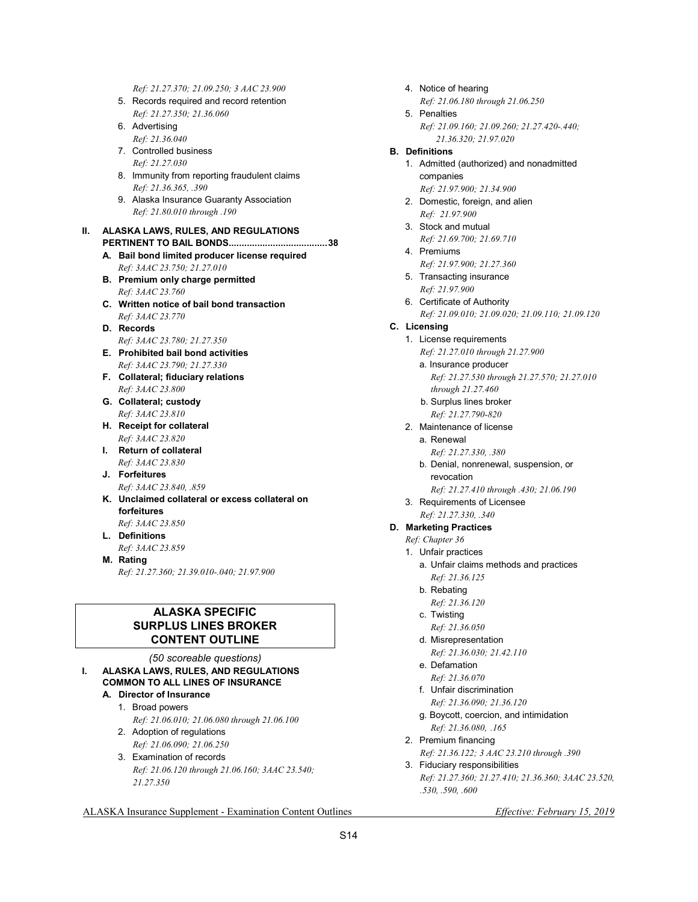*Ref: 21.27.370; 21.09.250; 3 AAC 23.900*

5. Records required and record retention
   *Ref: 21.27.350; 21.36.060*
6. Advertising
   *Ref: 21.36.040*
7. Controlled business
   *Ref: 21.27.030*
8. Immunity from reporting fraudulent claims
   *Ref: 21.36.365, .390*
9. Alaska Insurance Guaranty Association
   *Ref: 21.80.010 through .190*

**II. ALASKA LAWS, RULES, AND REGULATIONS PERTINENT TO BAIL BONDS.....................................38**

**A. Bail bond limited producer license required**
*Ref: 3AAC 23.750; 21.27.010*

**B. Premium only charge permitted**
*Ref: 3AAC 23.760*

**C. Written notice of bail bond transaction**
*Ref: 3AAC 23.770*

**D. Records**
*Ref: 3AAC 23.780; 21.27.350*

**E. Prohibited bail bond activities**
*Ref: 3AAC 23.790; 21.27.330*

**F. Collateral; fiduciary relations**
*Ref: 3AAC 23.800*

**G. Collateral; custody**
*Ref: 3AAC 23.810*

**H. Receipt for collateral**
*Ref: 3AAC 23.820*

**I. Return of collateral**
*Ref: 3AAC 23.830*

**J. Forfeitures**
*Ref: 3AAC 23.840, .859*

**K. Unclaimed collateral or excess collateral on forfeitures**
*Ref: 3AAC 23.850*

**L. Definitions**
*Ref: 3AAC 23.859*

**M. Rating**
*Ref: 21.27.360; 21.39.010-.040; 21.97.900*

## ALASKA SPECIFIC SURPLUS LINES BROKER CONTENT OUTLINE

*(50 scoreable questions)*

**I. ALASKA LAWS, RULES, AND REGULATIONS COMMON TO ALL LINES OF INSURANCE**

**A. Director of Insurance**

1. Broad powers
   *Ref: 21.06.010; 21.06.080 through 21.06.100*
2. Adoption of regulations
   *Ref: 21.06.090; 21.06.250*
3. Examination of records
   *Ref: 21.06.120 through 21.06.160; 3AAC 23.540; 21.27.350*
4. Notice of hearing
   *Ref: 21.06.180 through 21.06.250*
5. Penalties
   *Ref: 21.09.160; 21.09.260; 21.27.420-.440; 21.36.320; 21.97.020*

**B. Definitions**

1. Admitted (authorized) and nonadmitted companies
   *Ref: 21.97.900; 21.34.900*
2. Domestic, foreign, and alien
   *Ref: 21.97.900*
3. Stock and mutual
   *Ref: 21.69.700; 21.69.710*
4. Premiums
   *Ref: 21.97.900; 21.27.360*
5. Transacting insurance
   *Ref: 21.97.900*
6. Certificate of Authority
   *Ref: 21.09.010; 21.09.020; 21.09.110; 21.09.120*

**C. Licensing**

1. License requirements
   *Ref: 21.27.010 through 21.27.900*
   a. Insurance producer
      *Ref: 21.27.530 through 21.27.570; 21.27.010 through 21.27.460*
   b. Surplus lines broker
      *Ref: 21.27.790-820*
2. Maintenance of license
   a. Renewal
      *Ref: 21.27.330, .380*
   b. Denial, nonrenewal, suspension, or revocation
      *Ref: 21.27.410 through .430; 21.06.190*
3. Requirements of Licensee
   *Ref: 21.27.330, .340*

**D. Marketing Practices**
*Ref: Chapter 36*

1. Unfair practices
   a. Unfair claims methods and practices
      *Ref: 21.36.125*
   b. Rebating
      *Ref: 21.36.120*
   c. Twisting
      *Ref: 21.36.050*
   d. Misrepresentation
      *Ref: 21.36.030; 21.42.110*
   e. Defamation
      *Ref: 21.36.070*
   f. Unfair discrimination
      *Ref: 21.36.090; 21.36.120*
   g. Boycott, coercion, and intimidation
      *Ref: 21.36.080, .165*
2. Premium financing
   *Ref: 21.36.122; 3 AAC 23.210 through .390*
3. Fiduciary responsibilities
   *Ref: 21.27.360; 21.27.410; 21.36.360; 3AAC 23.520, .530, .590, .600*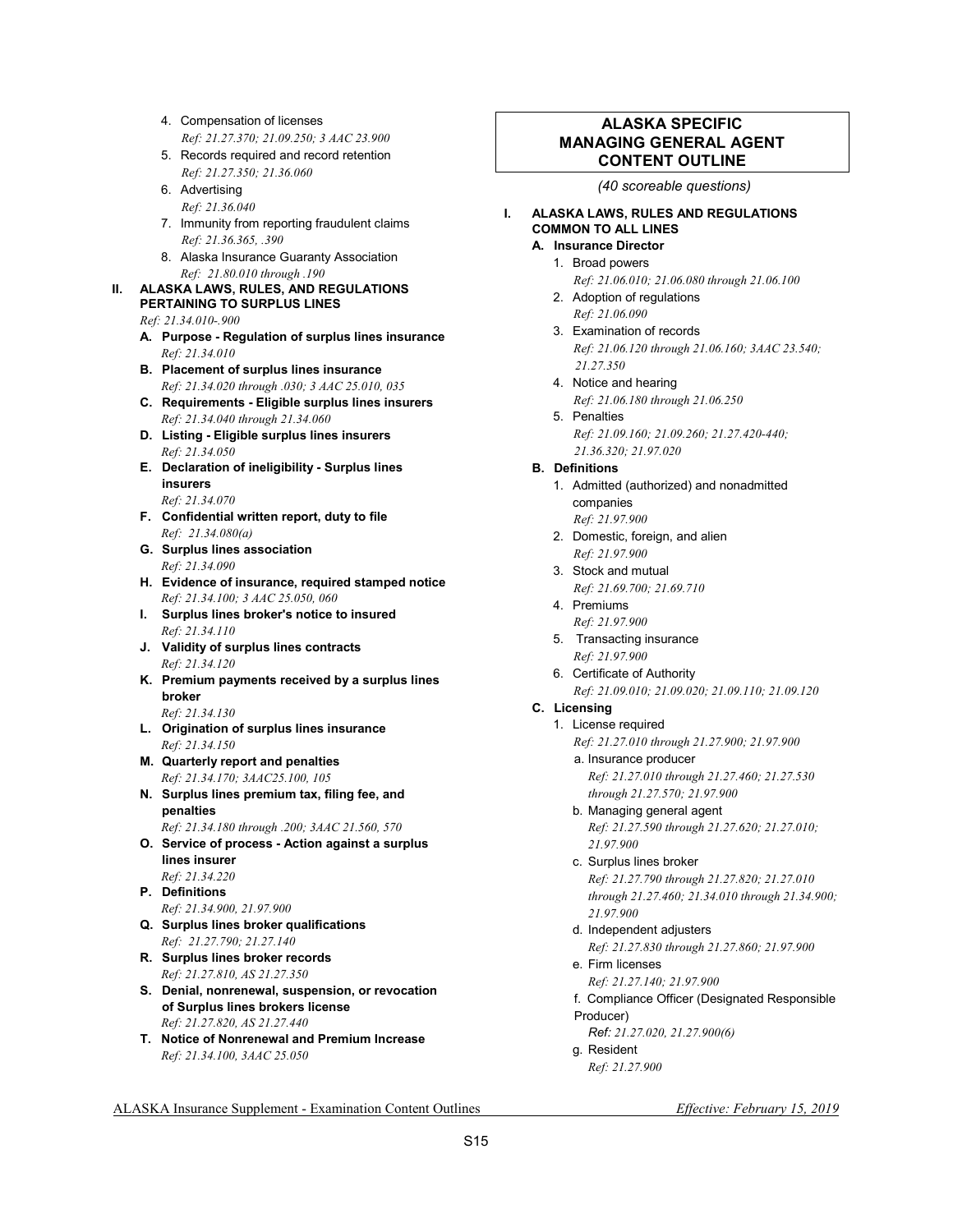4. Compensation of licenses
   *Ref: 21.27.370; 21.09.250; 3 AAC 23.900*
5. Records required and record retention
   *Ref: 21.27.350; 21.36.060*
6. Advertising
   *Ref: 21.36.040*
7. Immunity from reporting fraudulent claims
   *Ref: 21.36.365, .390*
8. Alaska Insurance Guaranty Association
   *Ref: 21.80.010 through .190*

## II. ALASKA LAWS, RULES, AND REGULATIONS PERTAINING TO SURPLUS LINES

*Ref: 21.34.010-.900*

- **A. Purpose - Regulation of surplus lines insurance**
  *Ref: 21.34.010*
- **B. Placement of surplus lines insurance**
  *Ref: 21.34.020 through .030; 3 AAC 25.010, 035*
- **C. Requirements - Eligible surplus lines insurers**
  *Ref: 21.34.040 through 21.34.060*
- **D. Listing - Eligible surplus lines insurers**
  *Ref: 21.34.050*
- **E. Declaration of ineligibility - Surplus lines insurers**
  *Ref: 21.34.070*
- **F. Confidential written report, duty to file**
  *Ref: 21.34.080(a)*
- **G. Surplus lines association**
  *Ref: 21.34.090*
- **H. Evidence of insurance, required stamped notice**
  *Ref: 21.34.100; 3 AAC 25.050, 060*
- **I. Surplus lines broker's notice to insured**
  *Ref: 21.34.110*
- **J. Validity of surplus lines contracts**
  *Ref: 21.34.120*
- **K. Premium payments received by a surplus lines broker**
  *Ref: 21.34.130*
- **L. Origination of surplus lines insurance**
  *Ref: 21.34.150*
- **M. Quarterly report and penalties**
  *Ref: 21.34.170; 3AAC25.100, 105*
- **N. Surplus lines premium tax, filing fee, and penalties**
  *Ref: 21.34.180 through .200; 3AAC 21.560, 570*
- **O. Service of process - Action against a surplus lines insurer**
  *Ref: 21.34.220*
- **P. Definitions**
  *Ref: 21.34.900, 21.97.900*
- **Q. Surplus lines broker qualifications**
  *Ref: 21.27.790; 21.27.140*
- **R. Surplus lines broker records**
  *Ref: 21.27.810, AS 21.27.350*
- **S. Denial, nonrenewal, suspension, or revocation of Surplus lines brokers license**
  *Ref: 21.27.820, AS 21.27.440*
- **T. Notice of Nonrenewal and Premium Increase**
  *Ref: 21.34.100, 3AAC 25.050*

# ALASKA SPECIFIC MANAGING GENERAL AGENT CONTENT OUTLINE

*(40 scoreable questions)*

## I. ALASKA LAWS, RULES AND REGULATIONS COMMON TO ALL LINES

- **A. Insurance Director**
  1. Broad powers
     *Ref: 21.06.010; 21.06.080 through 21.06.100*
  2. Adoption of regulations
     *Ref: 21.06.090*
  3. Examination of records
     *Ref: 21.06.120 through 21.06.160; 3AAC 23.540; 21.27.350*
  4. Notice and hearing
     *Ref: 21.06.180 through 21.06.250*
  5. Penalties
     *Ref: 21.09.160; 21.09.260; 21.27.420-440; 21.36.320; 21.97.020*
- **B. Definitions**
  1. Admitted (authorized) and nonadmitted companies
     *Ref: 21.97.900*
  2. Domestic, foreign, and alien
     *Ref: 21.97.900*
  3. Stock and mutual
     *Ref: 21.69.700; 21.69.710*
  4. Premiums
     *Ref: 21.97.900*
  5. Transacting insurance
     *Ref: 21.97.900*
  6. Certificate of Authority
     *Ref: 21.09.010; 21.09.020; 21.09.110; 21.09.120*
- **C. Licensing**
  1. License required
     *Ref: 21.27.010 through 21.27.900; 21.97.900*
     - a. Insurance producer
       *Ref: 21.27.010 through 21.27.460; 21.27.530 through 21.27.570; 21.97.900*
     - b. Managing general agent
       *Ref: 21.27.590 through 21.27.620; 21.27.010; 21.97.900*
     - c. Surplus lines broker
       *Ref: 21.27.790 through 21.27.820; 21.27.010 through 21.27.460; 21.34.010 through 21.34.900; 21.97.900*
     - d. Independent adjusters
       *Ref: 21.27.830 through 21.27.860; 21.97.900*
     - e. Firm licenses
       *Ref: 21.27.140; 21.97.900*
     - f. Compliance Officer (Designated Responsible Producer)
       *Ref: 21.27.020, 21.27.900(6)*
     - g. Resident
       *Ref: 21.27.900*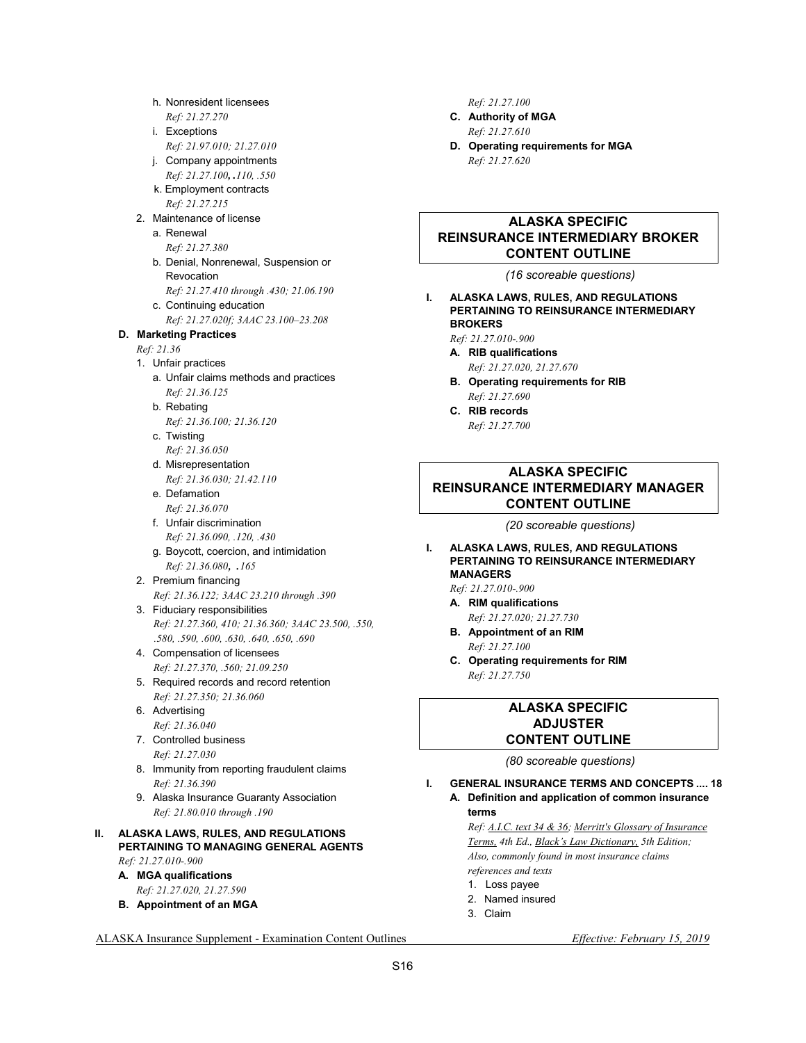h. Nonresident licensees
   *Ref: 21.27.270*

i. Exceptions
   *Ref: 21.97.010; 21.27.010*

j. Company appointments
   *Ref: 21.27.100, .110, .550*

k. Employment contracts
   *Ref: 21.27.215*

2. Maintenance of license

   a. Renewal
      *Ref: 21.27.380*

   b. Denial, Nonrenewal, Suspension or Revocation
      *Ref: 21.27.410 through .430; 21.06.190*

   c. Continuing education
      *Ref: 21.27.020f; 3AAC 23.100–23.208*

**D. Marketing Practices**

*Ref: 21.36*

1. Unfair practices

   a. Unfair claims methods and practices
      *Ref: 21.36.125*

   b. Rebating
      *Ref: 21.36.100; 21.36.120*

   c. Twisting
      *Ref: 21.36.050*

   d. Misrepresentation
      *Ref: 21.36.030; 21.42.110*

   e. Defamation
      *Ref: 21.36.070*

   f. Unfair discrimination
      *Ref: 21.36.090, .120, .430*

   g. Boycott, coercion, and intimidation
      *Ref: 21.36.080, .165*

2. Premium financing
   *Ref: 21.36.122; 3AAC 23.210 through .390*

3. Fiduciary responsibilities
   *Ref: 21.27.360, 410; 21.36.360; 3AAC 23.500, .550, .580, .590, .600, .630, .640, .650, .690*

4. Compensation of licensees
   *Ref: 21.27.370, .560; 21.09.250*

5. Required records and record retention
   *Ref: 21.27.350; 21.36.060*

6. Advertising
   *Ref: 21.36.040*

7. Controlled business
   *Ref: 21.27.030*

8. Immunity from reporting fraudulent claims
   *Ref: 21.36.390*

9. Alaska Insurance Guaranty Association
   *Ref: 21.80.010 through .190*

**II. ALASKA LAWS, RULES, AND REGULATIONS PERTAINING TO MANAGING GENERAL AGENTS**

*Ref: 21.27.010-.900*

**A. MGA qualifications**
*Ref: 21.27.020, 21.27.590*

**B. Appointment of an MGA**
*Ref: 21.27.100*

**C. Authority of MGA**
*Ref: 21.27.610*

**D. Operating requirements for MGA**
*Ref: 21.27.620*

## ALASKA SPECIFIC REINSURANCE INTERMEDIARY BROKER CONTENT OUTLINE

*(16 scoreable questions)*

**I. ALASKA LAWS, RULES, AND REGULATIONS PERTAINING TO REINSURANCE INTERMEDIARY BROKERS**

*Ref: 21.27.010-.900*

**A. RIB qualifications**
*Ref: 21.27.020, 21.27.670*

**B. Operating requirements for RIB**
*Ref: 21.27.690*

**C. RIB records**
*Ref: 21.27.700*

## ALASKA SPECIFIC REINSURANCE INTERMEDIARY MANAGER CONTENT OUTLINE

*(20 scoreable questions)*

**I. ALASKA LAWS, RULES, AND REGULATIONS PERTAINING TO REINSURANCE INTERMEDIARY MANAGERS**

*Ref: 21.27.010-.900*

**A. RIM qualifications**
*Ref: 21.27.020; 21.27.730*

**B. Appointment of an RIM**
*Ref: 21.27.100*

**C. Operating requirements for RIM**
*Ref: 21.27.750*

## ALASKA SPECIFIC ADJUSTER CONTENT OUTLINE

*(80 scoreable questions)*

**I. GENERAL INSURANCE TERMS AND CONCEPTS .... 18**

**A. Definition and application of common insurance terms**

*Ref: A.I.C. text 34 & 36; Merritt's Glossary of Insurance Terms, 4th Ed., Black's Law Dictionary, 5th Edition; Also, commonly found in most insurance claims references and texts*

1. Loss payee
2. Named insured
3. Claim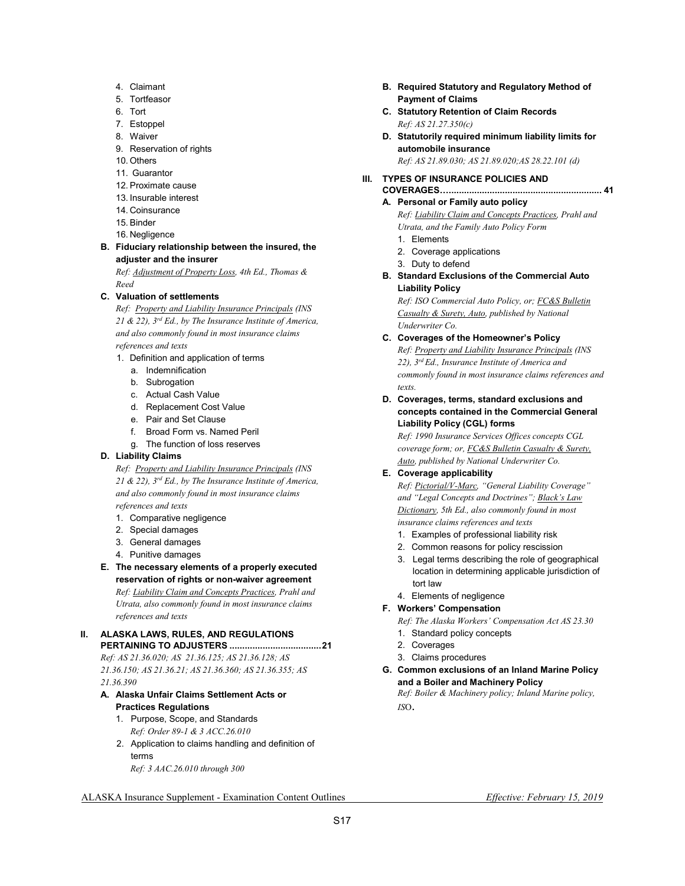4. Claimant
5. Tortfeasor
6. Tort
7. Estoppel
8. Waiver
9. Reservation of rights
10. Others
11. Guarantor
12. Proximate cause
13. Insurable interest
14. Coinsurance
15. Binder
16. Negligence

**B. Fiduciary relationship between the insured, the adjuster and the insurer**
*Ref: Adjustment of Property Loss, 4th Ed., Thomas & Reed*

**C. Valuation of settlements**
*Ref: Property and Liability Insurance Principals (INS 21 & 22), 3rd Ed., by The Insurance Institute of America, and also commonly found in most insurance claims references and texts*

1. Definition and application of terms
   a. Indemnification
   b. Subrogation
   c. Actual Cash Value
   d. Replacement Cost Value
   e. Pair and Set Clause
   f. Broad Form vs. Named Peril
   g. The function of loss reserves

**D. Liability Claims**
*Ref: Property and Liability Insurance Principals (INS 21 & 22), 3rd Ed., by The Insurance Institute of America, and also commonly found in most insurance claims references and texts*

1. Comparative negligence
2. Special damages
3. General damages
4. Punitive damages

**E. The necessary elements of a properly executed reservation of rights or non-waiver agreement**
*Ref: Liability Claim and Concepts Practices, Prahl and Utrata, also commonly found in most insurance claims references and texts*

## II. ALASKA LAWS, RULES, AND REGULATIONS PERTAINING TO ADJUSTERS .................................. 21

*Ref: AS 21.36.020; AS 21.36.125; AS 21.36.128; AS 21.36.150; AS 21.36.21; AS 21.36.360; AS 21.36.355; AS 21.36.390*

**A. Alaska Unfair Claims Settlement Acts or Practices Regulations**

1. Purpose, Scope, and Standards
   *Ref: Order 89-1 & 3 ACC.26.010*
2. Application to claims handling and definition of terms
   *Ref: 3 AAC.26.010 through 300*

**B. Required Statutory and Regulatory Method of Payment of Claims**

**C. Statutory Retention of Claim Records**
*Ref: AS 21.27.350(c)*

**D. Statutorily required minimum liability limits for automobile insurance**
*Ref: AS 21.89.030; AS 21.89.020;AS 28.22.101 (d)*

## III. TYPES OF INSURANCE POLICIES AND COVERAGES…........................................................ 41

**A. Personal or Family auto policy**
*Ref: Liability Claim and Concepts Practices, Prahl and Utrata, and the Family Auto Policy Form*

1. Elements
2. Coverage applications
3. Duty to defend

**B. Standard Exclusions of the Commercial Auto Liability Policy**
*Ref: ISO Commercial Auto Policy, or; FC&S Bulletin Casualty & Surety, Auto, published by National Underwriter Co.*

**C. Coverages of the Homeowner's Policy**
*Ref: Property and Liability Insurance Principals (INS 22), 3rd Ed., Insurance Institute of America and commonly found in most insurance claims references and texts.*

**D. Coverages, terms, standard exclusions and concepts contained in the Commercial General Liability Policy (CGL) forms**
*Ref: 1990 Insurance Services Offices concepts CGL coverage form; or, FC&S Bulletin Casualty & Surety, Auto, published by National Underwriter Co.*

**E. Coverage applicability**
*Ref: Pictorial/V-Marc, "General Liability Coverage" and "Legal Concepts and Doctrines"; Black's Law Dictionary, 5th Ed., also commonly found in most insurance claims references and texts*

1. Examples of professional liability risk
2. Common reasons for policy rescission
3. Legal terms describing the role of geographical location in determining applicable jurisdiction of tort law
4. Elements of negligence

**F. Workers' Compensation**
*Ref: The Alaska Workers' Compensation Act AS 23.30*

1. Standard policy concepts
2. Coverages
3. Claims procedures

**G. Common exclusions of an Inland Marine Policy and a Boiler and Machinery Policy**
*Ref: Boiler & Machinery policy; Inland Marine policy, ISO.*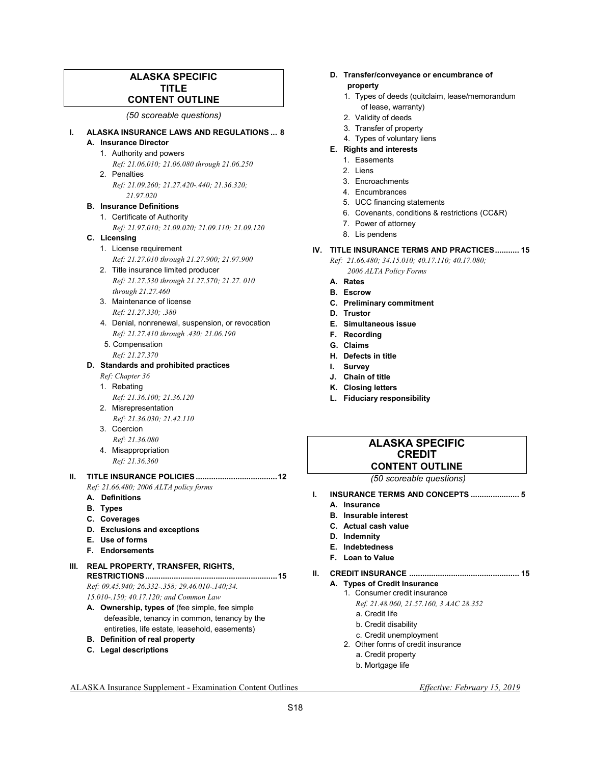## ALASKA SPECIFIC TITLE CONTENT OUTLINE

*(50 scoreable questions)*

**I. ALASKA INSURANCE LAWS AND REGULATIONS ... 8**

- **A. Insurance Director**
  1. Authority and powers
     *Ref: 21.06.010; 21.06.080 through 21.06.250*
  2. Penalties
     *Ref: 21.09.260; 21.27.420-.440; 21.36.320; 21.97.020*
- **B. Insurance Definitions**
  1. Certificate of Authority
     *Ref: 21.97.010; 21.09.020; 21.09.110; 21.09.120*
- **C. Licensing**
  1. License requirement
     *Ref: 21.27.010 through 21.27.900; 21.97.900*
  2. Title insurance limited producer
     *Ref: 21.27.530 through 21.27.570; 21.27. 010 through 21.27.460*
  3. Maintenance of license
     *Ref: 21.27.330; .380*
  4. Denial, nonrenewal, suspension, or revocation
     *Ref: 21.27.410 through .430; 21.06.190*
  5. Compensation
     *Ref: 21.27.370*
- **D. Standards and prohibited practices**
  *Ref: Chapter 36*
  1. Rebating
     *Ref: 21.36.100; 21.36.120*
  2. Misrepresentation
     *Ref: 21.36.030; 21.42.110*
  3. Coercion
     *Ref: 21.36.080*
  4. Misappropriation
     *Ref: 21.36.360*

**II. TITLE INSURANCE POLICIES ... 12**

*Ref: 21.66.480; 2006 ALTA policy forms*

- **A. Definitions**
- **B. Types**
- **C. Coverages**
- **D. Exclusions and exceptions**
- **E. Use of forms**
- **F. Endorsements**

**III. REAL PROPERTY, TRANSFER, RIGHTS, RESTRICTIONS ... 15**

*Ref: 09.45.940; 26.332-.358; 29.46.010-.140;34. 15.010-.150; 40.17.120; and Common Law*

- **A. Ownership, types of** (fee simple, fee simple defeasible, tenancy in common, tenancy by the entireties, life estate, leasehold, easements)
- **B. Definition of real property**
- **C. Legal descriptions**
- **D. Transfer/conveyance or encumbrance of property**
  1. Types of deeds (quitclaim, lease/memorandum of lease, warranty)
  2. Validity of deeds
  3. Transfer of property
  4. Types of voluntary liens
- **E. Rights and interests**
  1. Easements
  2. Liens
  3. Encroachments
  4. Encumbrances
  5. UCC financing statements
  6. Covenants, conditions & restrictions (CC&R)
  7. Power of attorney
  8. Lis pendens

**IV. TITLE INSURANCE TERMS AND PRACTICES ... 15**

*Ref: 21.66.480; 34.15.010; 40.17.110; 40.17.080; 2006 ALTA Policy Forms*

- **A. Rates**
- **B. Escrow**
- **C. Preliminary commitment**
- **D. Trustor**
- **E. Simultaneous issue**
- **F. Recording**
- **G. Claims**
- **H. Defects in title**
- **I. Survey**
- **J. Chain of title**
- **K. Closing letters**
- **L. Fiduciary responsibility**

## ALASKA SPECIFIC CREDIT CONTENT OUTLINE

*(50 scoreable questions)*

**I. INSURANCE TERMS AND CONCEPTS ... 5**

- **A. Insurance**
- **B. Insurable interest**
- **C. Actual cash value**
- **D. Indemnity**
- **E. Indebtedness**
- **F. Loan to Value**

**II. CREDIT INSURANCE ... 15**

- **A. Types of Credit Insurance**
  1. Consumer credit insurance
     *Ref. 21.48.060, 21.57.160, 3 AAC 28.352*
     - a. Credit life
     - b. Credit disability
     - c. Credit unemployment
  2. Other forms of credit insurance
     - a. Credit property
     - b. Mortgage life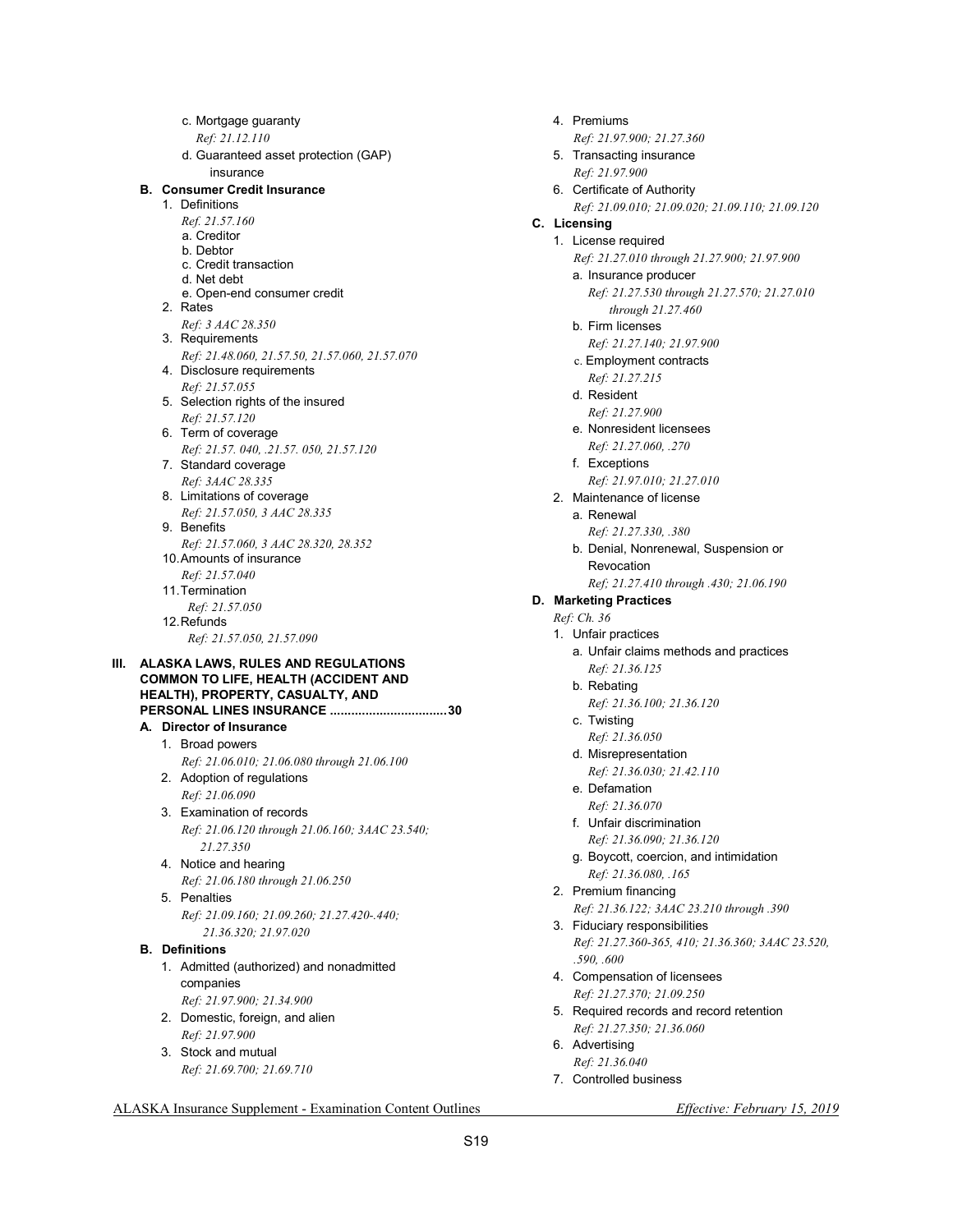- c. Mortgage guaranty
  *Ref: 21.12.110*
- d. Guaranteed asset protection (GAP) insurance

**B. Consumer Credit Insurance**

1. Definitions
   *Ref. 21.57.160*
   a. Creditor
   b. Debtor
   c. Credit transaction
   d. Net debt
   e. Open-end consumer credit
2. Rates
   *Ref: 3 AAC 28.350*
3. Requirements
   *Ref: 21.48.060, 21.57.50, 21.57.060, 21.57.070*
4. Disclosure requirements
   *Ref: 21.57.055*
5. Selection rights of the insured
   *Ref: 21.57.120*
6. Term of coverage
   *Ref: 21.57. 040, .21.57. 050, 21.57.120*
7. Standard coverage
   *Ref: 3AAC 28.335*
8. Limitations of coverage
   *Ref: 21.57.050, 3 AAC 28.335*
9. Benefits
   *Ref: 21.57.060, 3 AAC 28.320, 28.352*
10. Amounts of insurance
    *Ref: 21.57.040*
11. Termination
    *Ref: 21.57.050*
12. Refunds
    *Ref: 21.57.050, 21.57.090*

## III. ALASKA LAWS, RULES AND REGULATIONS COMMON TO LIFE, HEALTH (ACCIDENT AND HEALTH), PROPERTY, CASUALTY, AND PERSONAL LINES INSURANCE ................................30

**A. Director of Insurance**

1. Broad powers
   *Ref: 21.06.010; 21.06.080 through 21.06.100*
2. Adoption of regulations
   *Ref: 21.06.090*
3. Examination of records
   *Ref: 21.06.120 through 21.06.160; 3AAC 23.540; 21.27.350*
4. Notice and hearing
   *Ref: 21.06.180 through 21.06.250*
5. Penalties
   *Ref: 21.09.160; 21.09.260; 21.27.420-.440; 21.36.320; 21.97.020*

**B. Definitions**

1. Admitted (authorized) and nonadmitted companies
   *Ref: 21.97.900; 21.34.900*
2. Domestic, foreign, and alien
   *Ref: 21.97.900*
3. Stock and mutual
   *Ref: 21.69.700; 21.69.710*
4. Premiums
   *Ref: 21.97.900; 21.27.360*
5. Transacting insurance
   *Ref: 21.97.900*
6. Certificate of Authority
   *Ref: 21.09.010; 21.09.020; 21.09.110; 21.09.120*

**C. Licensing**

1. License required
   *Ref: 21.27.010 through 21.27.900; 21.97.900*
   a. Insurance producer
      *Ref: 21.27.530 through 21.27.570; 21.27.010 through 21.27.460*
   b. Firm licenses
      *Ref: 21.27.140; 21.97.900*
   c. Employment contracts
      *Ref: 21.27.215*
   d. Resident
      *Ref: 21.27.900*
   e. Nonresident licensees
      *Ref: 21.27.060, .270*
   f. Exceptions
      *Ref: 21.97.010; 21.27.010*
2. Maintenance of license
   a. Renewal
      *Ref: 21.27.330, .380*
   b. Denial, Nonrenewal, Suspension or Revocation
      *Ref; 21.27.410 through .430; 21.06.190*

**D. Marketing Practices**

*Ref: Ch. 36*

1. Unfair practices
   a. Unfair claims methods and practices
      *Ref: 21.36.125*
   b. Rebating
      *Ref: 21.36.100; 21.36.120*
   c. Twisting
      *Ref: 21.36.050*
   d. Misrepresentation
      *Ref: 21.36.030; 21.42.110*
   e. Defamation
      *Ref: 21.36.070*
   f. Unfair discrimination
      *Ref: 21.36.090; 21.36.120*
   g. Boycott, coercion, and intimidation
      *Ref: 21.36.080, .165*
2. Premium financing
   *Ref: 21.36.122; 3AAC 23.210 through .390*
3. Fiduciary responsibilities
   *Ref: 21.27.360-365, 410; 21.36.360; 3AAC 23.520, .590, .600*
4. Compensation of licensees
   *Ref: 21.27.370; 21.09.250*
5. Required records and record retention
   *Ref: 21.27.350; 21.36.060*
6. Advertising
   *Ref: 21.36.040*
7. Controlled business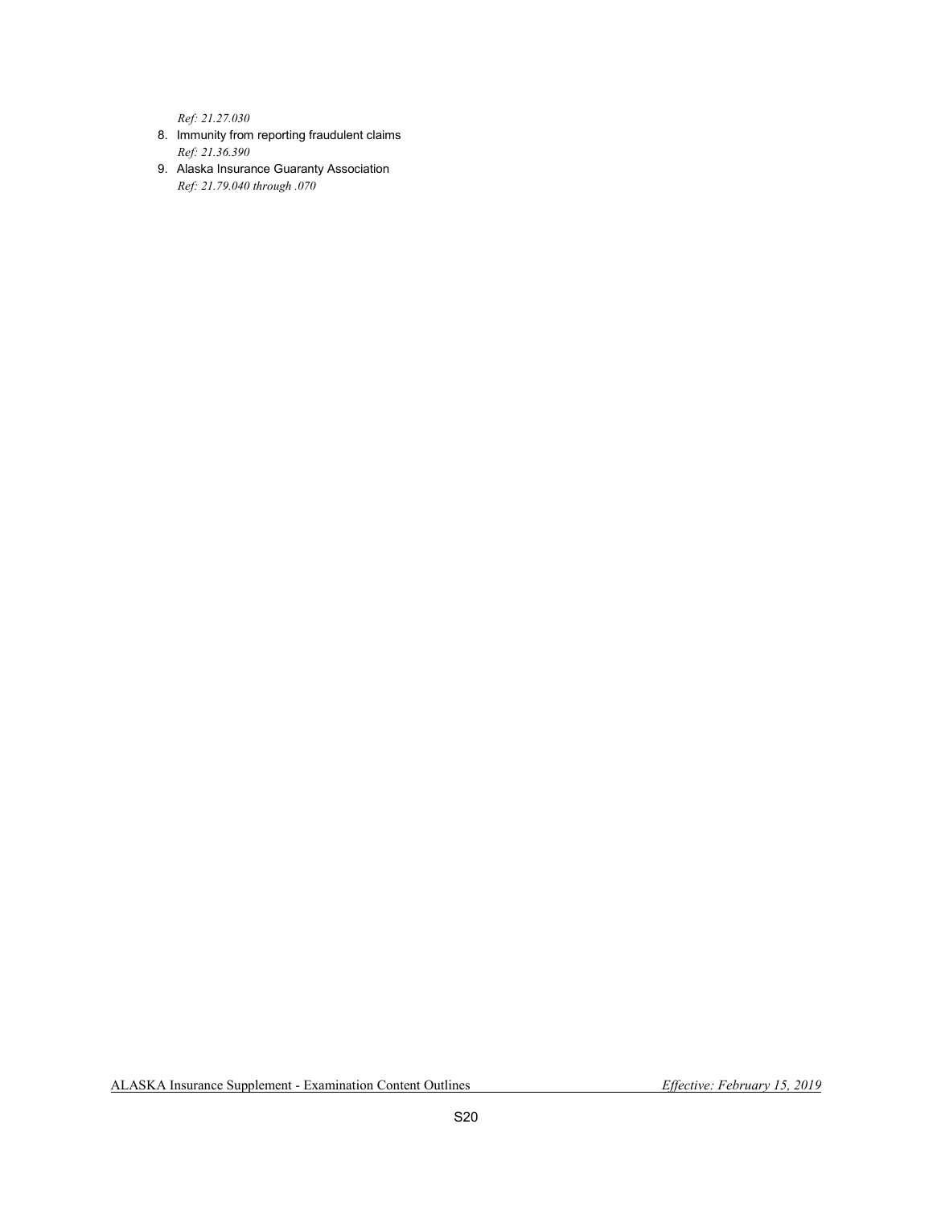*Ref: 21.27.030*

8. Immunity from reporting fraudulent claims
   *Ref: 21.36.390*
9. Alaska Insurance Guaranty Association
   *Ref: 21.79.040 through .070*